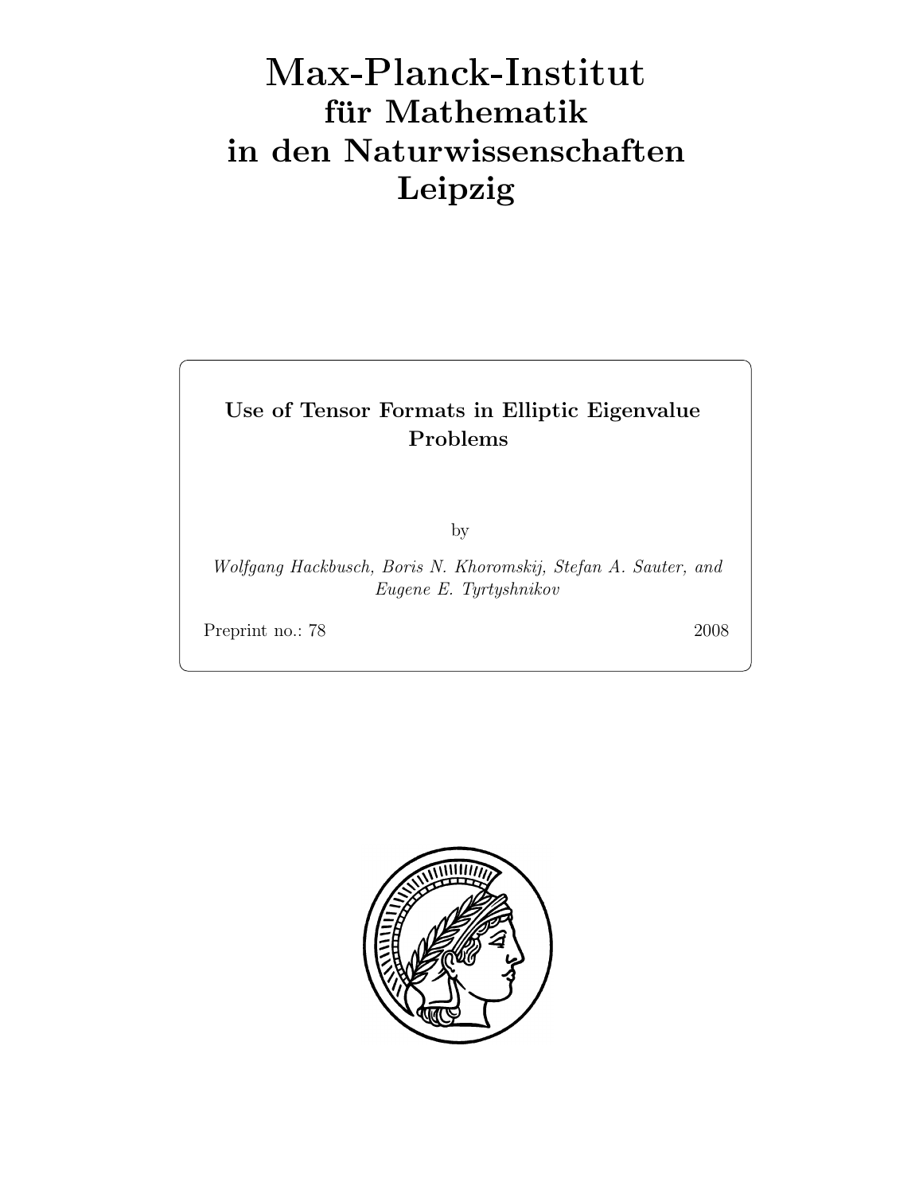# Max-Planck-Institut
## für Mathematik
## in den Naturwissenschaften
## Leipzig

**Use of Tensor Formats in Elliptic Eigenvalue Problems**

by

*Wolfgang Hackbusch, Boris N. Khoromskij, Stefan A. Sauter, and Eugene E. Tyrtyshnikov*

Preprint no.: 78 2008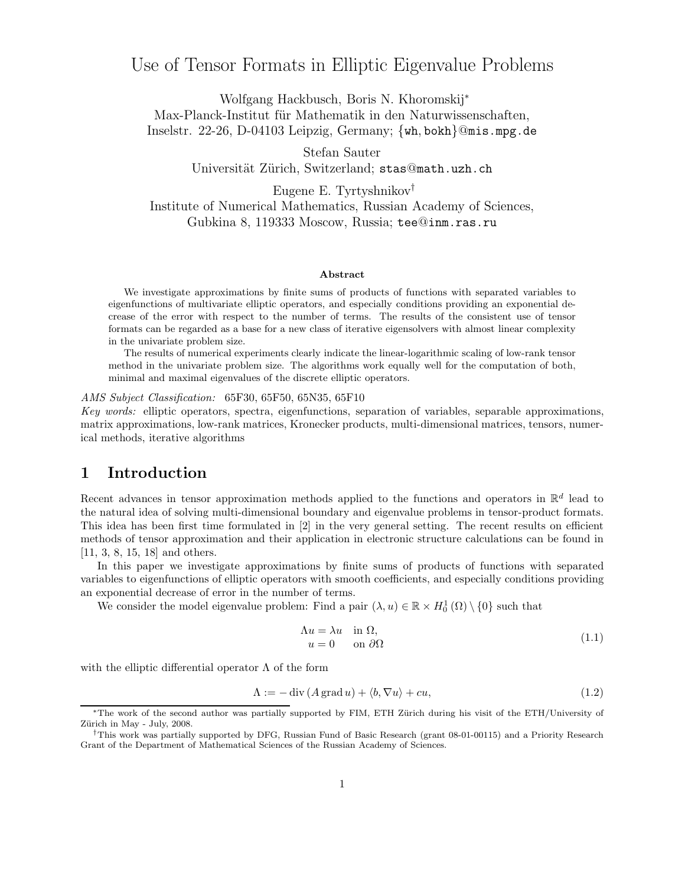# Use of Tensor Formats in Elliptic Eigenvalue Problems

Wolfgang Hackbusch, Boris N. Khoromskij*
Max-Planck-Institut für Mathematik in den Naturwissenschaften,
Inselstr. 22-26, D-04103 Leipzig, Germany; {wh, bokh}@mis.mpg.de

Stefan Sauter
Universität Zürich, Switzerland; stas@math.uzh.ch

Eugene E. Tyrtyshnikov†
Institute of Numerical Mathematics, Russian Academy of Sciences,
Gubkina 8, 119333 Moscow, Russia; tee@inm.ras.ru

**Abstract**

We investigate approximations by finite sums of products of functions with separated variables to eigenfunctions of multivariate elliptic operators, and especially conditions providing an exponential decrease of the error with respect to the number of terms. The results of the consistent use of tensor formats can be regarded as a base for a new class of iterative eigensolvers with almost linear complexity in the univariate problem size.

The results of numerical experiments clearly indicate the linear-logarithmic scaling of low-rank tensor method in the univariate problem size. The algorithms work equally well for the computation of both, minimal and maximal eigenvalues of the discrete elliptic operators.

*AMS Subject Classification:* 65F30, 65F50, 65N35, 65F10

*Key words:* elliptic operators, spectra, eigenfunctions, separation of variables, separable approximations, matrix approximations, low-rank matrices, Kronecker products, multi-dimensional matrices, tensors, numerical methods, iterative algorithms

## 1 Introduction

Recent advances in tensor approximation methods applied to the functions and operators in $\mathbb{R}^d$ lead to the natural idea of solving multi-dimensional boundary and eigenvalue problems in tensor-product formats. This idea has been first time formulated in [2] in the very general setting. The recent results on efficient methods of tensor approximation and their application in electronic structure calculations can be found in [11, 3, 8, 15, 18] and others.

In this paper we investigate approximations by finite sums of products of functions with separated variables to eigenfunctions of elliptic operators with smooth coefficients, and especially conditions providing an exponential decrease of error in the number of terms.

We consider the model eigenvalue problem: Find a pair $(\lambda, u) \in \mathbb{R} \times H_0^1(\Omega) \setminus \{0\}$ such that

$$\begin{aligned} \Lambda u &= \lambda u \quad \text{in } \Omega, \\ u &= 0 \quad \text{on } \partial\Omega \end{aligned} \tag{1.1}$$

with the elliptic differential operator $\Lambda$ of the form

$$\Lambda := -\operatorname{div}(A \operatorname{grad} u) + \langle b, \nabla u \rangle + cu, \tag{1.2}$$

*The work of the second author was partially supported by FIM, ETH Zürich during his visit of the ETH/University of Zürich in May - July, 2008.

†This work was partially supported by DFG, Russian Fund of Basic Research (grant 08-01-00115) and a Priority Research Grant of the Department of Mathematical Sciences of the Russian Academy of Sciences.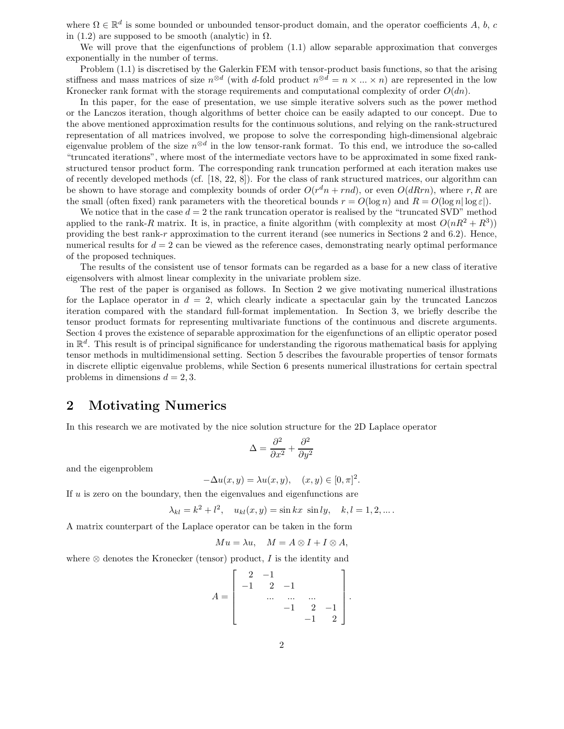where $\Omega \in \mathbb{R}^d$ is some bounded or unbounded tensor-product domain, and the operator coefficients $A$, $b$, $c$ in (1.2) are supposed to be smooth (analytic) in $\Omega$.

We will prove that the eigenfunctions of problem (1.1) allow separable approximation that converges exponentially in the number of terms.

Problem (1.1) is discretised by the Galerkin FEM with tensor-product basis functions, so that the arising stiffness and mass matrices of size $n^{\otimes d}$ (with $d$-fold product $n^{\otimes d} = n \times ... \times n$) are represented in the low Kronecker rank format with the storage requirements and computational complexity of order $O(dn)$.

In this paper, for the ease of presentation, we use simple iterative solvers such as the power method or the Lanczos iteration, though algorithms of better choice can be easily adapted to our concept. Due to the above mentioned approximation results for the continuous solutions, and relying on the rank-structured representation of all matrices involved, we propose to solve the corresponding high-dimensional algebraic eigenvalue problem of the size $n^{\otimes d}$ in the low tensor-rank format. To this end, we introduce the so-called "truncated iterations", where most of the intermediate vectors have to be approximated in some fixed rank-structured tensor product form. The corresponding rank truncation performed at each iteration makes use of recently developed methods (cf. [18, 22, 8]). For the class of rank structured matrices, our algorithm can be shown to have storage and complexity bounds of order $O(r^d n + rnd)$, or even $O(dRrn)$, where $r, R$ are the small (often fixed) rank parameters with the theoretical bounds $r = O(\log n)$ and $R = O(\log n |\log \varepsilon|)$.

We notice that in the case $d = 2$ the rank truncation operator is realised by the "truncated SVD" method applied to the rank-$R$ matrix. It is, in practice, a finite algorithm (with complexity at most $O(nR^2 + R^3)$) providing the best rank-$r$ approximation to the current iterand (see numerics in Sections 2 and 6.2). Hence, numerical results for $d = 2$ can be viewed as the reference cases, demonstrating nearly optimal performance of the proposed techniques.

The results of the consistent use of tensor formats can be regarded as a base for a new class of iterative eigensolvers with almost linear complexity in the univariate problem size.

The rest of the paper is organised as follows. In Section 2 we give motivating numerical illustrations for the Laplace operator in $d = 2$, which clearly indicate a spectacular gain by the truncated Lanczos iteration compared with the standard full-format implementation. In Section 3, we briefly describe the tensor product formats for representing multivariate functions of the continuous and discrete arguments. Section 4 proves the existence of separable approximation for the eigenfunctions of an elliptic operator posed in $\mathbb{R}^d$. This result is of principal significance for understanding the rigorous mathematical basis for applying tensor methods in multidimensional setting. Section 5 describes the favourable properties of tensor formats in discrete elliptic eigenvalue problems, while Section 6 presents numerical illustrations for certain spectral problems in dimensions $d = 2, 3$.

## 2 Motivating Numerics

In this research we are motivated by the nice solution structure for the 2D Laplace operator

$$\Delta = \frac{\partial^2}{\partial x^2} + \frac{\partial^2}{\partial y^2}$$

and the eigenproblem

$$-\Delta u(x, y) = \lambda u(x, y), \quad (x, y) \in [0, \pi]^2.$$

If $u$ is zero on the boundary, then the eigenvalues and eigenfunctions are

$$\lambda_{kl} = k^2 + l^2, \quad u_{kl}(x, y) = \sin kx \ \sin ly, \quad k, l = 1, 2, \dots .$$

A matrix counterpart of the Laplace operator can be taken in the form

$$Mu = \lambda u, \quad M = A \otimes I + I \otimes A,$$

where $\otimes$ denotes the Kronecker (tensor) product, $I$ is the identity and

$$A = \begin{bmatrix} 2 & -1 & & & \\ -1 & 2 & -1 & & \\ & ... & ... & ... & \\ & & -1 & 2 & -1 \\ & & & -1 & 2 \end{bmatrix}.$$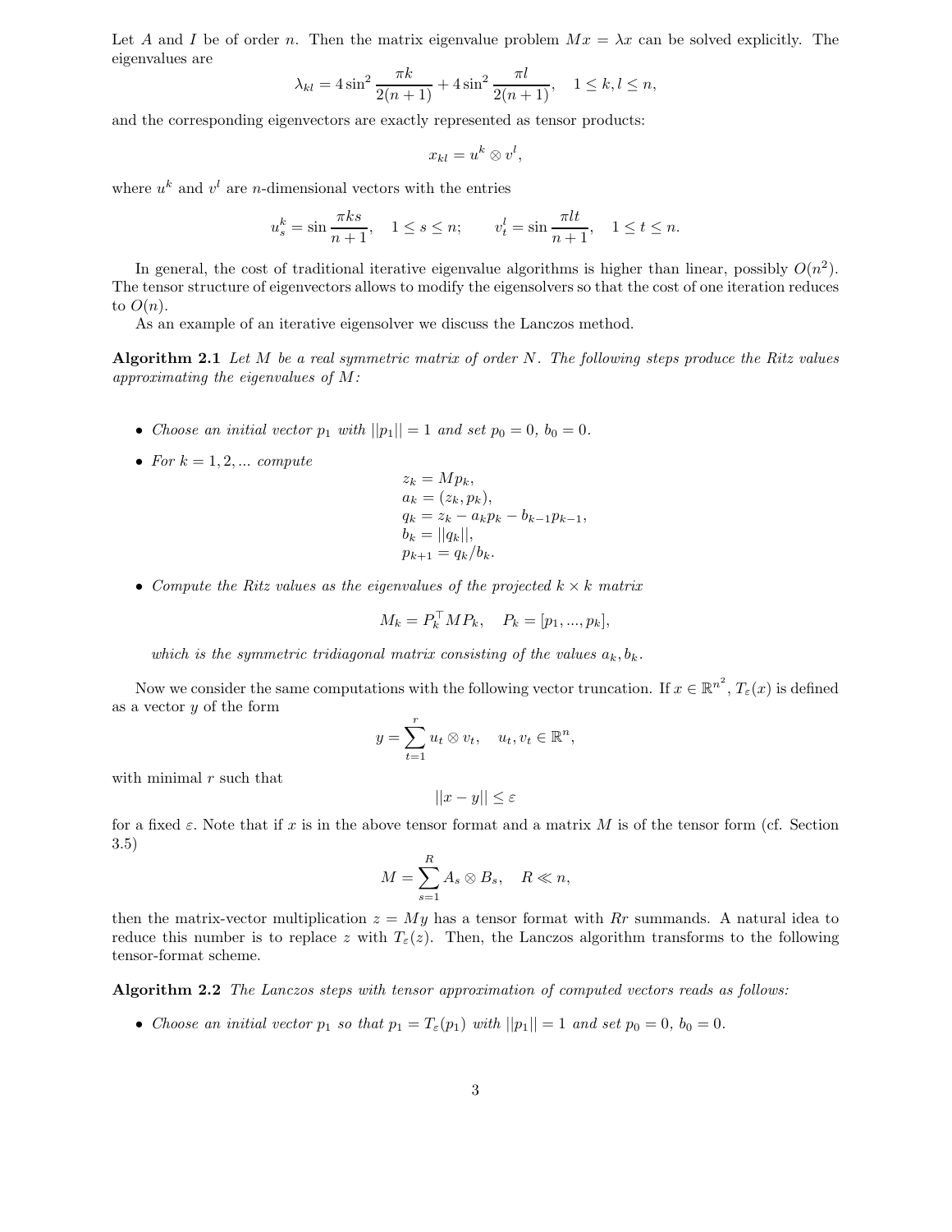Let $A$ and $I$ be of order $n$. Then the matrix eigenvalue problem $Mx = \lambda x$ can be solved explicitly. The eigenvalues are

$$\lambda_{kl} = 4\sin^2 \frac{\pi k}{2(n+1)} + 4\sin^2 \frac{\pi l}{2(n+1)}, \quad 1 \le k, l \le n,$$

and the corresponding eigenvectors are exactly represented as tensor products:

$$x_{kl} = u^k \otimes v^l,$$

where $u^k$ and $v^l$ are $n$-dimensional vectors with the entries

$$u^k_s = \sin \frac{\pi k s}{n+1}, \quad 1 \le s \le n; \qquad v^l_t = \sin \frac{\pi l t}{n+1}, \quad 1 \le t \le n.$$

In general, the cost of traditional iterative eigenvalue algorithms is higher than linear, possibly $O(n^2)$. The tensor structure of eigenvectors allows to modify the eigensolvers so that the cost of one iteration reduces to $O(n)$.

As an example of an iterative eigensolver we discuss the Lanczos method.

**Algorithm 2.1** *Let $M$ be a real symmetric matrix of order $N$. The following steps produce the Ritz values approximating the eigenvalues of $M$:*

- *Choose an initial vector $p_1$ with $||p_1|| = 1$ and set $p_0 = 0$, $b_0 = 0$.*
- *For $k = 1, 2, \ldots$ compute*

$$\begin{aligned} z_k &= M p_k, \\ a_k &= (z_k, p_k), \\ q_k &= z_k - a_k p_k - b_{k-1} p_{k-1}, \\ b_k &= ||q_k||, \\ p_{k+1} &= q_k / b_k. \end{aligned}$$

- *Compute the Ritz values as the eigenvalues of the projected $k \times k$ matrix*

$$M_k = P_k^\top M P_k, \quad P_k = [p_1, \ldots, p_k],$$

*which is the symmetric tridiagonal matrix consisting of the values $a_k, b_k$.*

Now we consider the same computations with the following vector truncation. If $x \in \mathbb{R}^{n^2}$, $T_\varepsilon(x)$ is defined as a vector $y$ of the form

$$y = \sum_{t=1}^{r} u_t \otimes v_t, \quad u_t, v_t \in \mathbb{R}^n,$$

with minimal $r$ such that

$$||x - y|| \le \varepsilon$$

for a fixed $\varepsilon$. Note that if $x$ is in the above tensor format and a matrix $M$ is of the tensor form (cf. Section 3.5)

$$M = \sum_{s=1}^{R} A_s \otimes B_s, \quad R \ll n,$$

then the matrix-vector multiplication $z = My$ has a tensor format with $Rr$ summands. A natural idea to reduce this number is to replace $z$ with $T_\varepsilon(z)$. Then, the Lanczos algorithm transforms to the following tensor-format scheme.

**Algorithm 2.2** *The Lanczos steps with tensor approximation of computed vectors reads as follows:*

- *Choose an initial vector $p_1$ so that $p_1 = T_\varepsilon(p_1)$ with $||p_1|| = 1$ and set $p_0 = 0$, $b_0 = 0$.*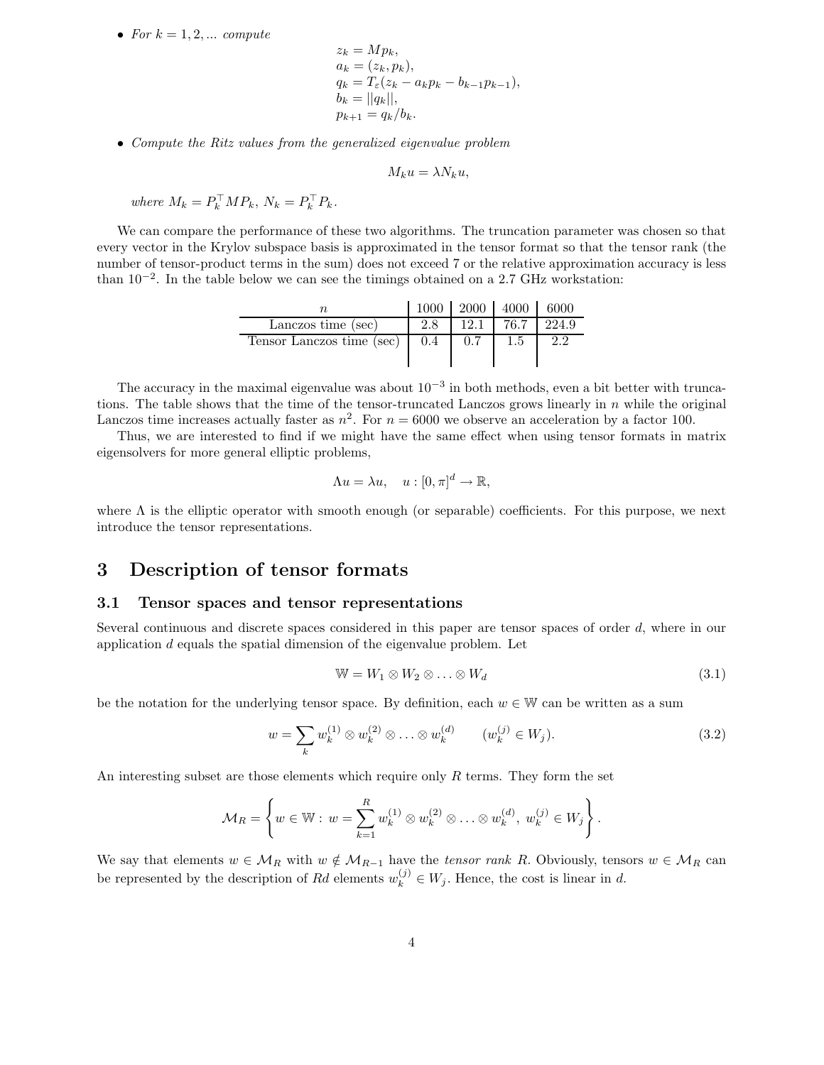- *For* $k = 1, 2, ...$ *compute*

$$
\begin{aligned}
&z_k = Mp_k,\\
&a_k = (z_k, p_k),\\
&q_k = T_\varepsilon(z_k - a_k p_k - b_{k-1} p_{k-1}),\\
&b_k = ||q_k||,\\
&p_{k+1} = q_k / b_k.
\end{aligned}
$$

- *Compute the Ritz values from the generalized eigenvalue problem*

$$
M_k u = \lambda N_k u,
$$

*where* $M_k = P_k^\top M P_k$, $N_k = P_k^\top P_k$.

We can compare the performance of these two algorithms. The truncation parameter was chosen so that every vector in the Krylov subspace basis is approximated in the tensor format so that the tensor rank (the number of tensor-product terms in the sum) does not exceed 7 or the relative approximation accuracy is less than $10^{-2}$. In the table below we can see the timings obtained on a 2.7 GHz workstation:

| $n$ | 1000 | 2000 | 4000 | 6000 |
|---|---|---|---|---|
| Lanczos time (sec) | 2.8 | 12.1 | 76.7 | 224.9 |
| Tensor Lanczos time (sec) | 0.4 | 0.7 | 1.5 | 2.2 |

The accuracy in the maximal eigenvalue was about $10^{-3}$ in both methods, even a bit better with truncations. The table shows that the time of the tensor-truncated Lanczos grows linearly in $n$ while the original Lanczos time increases actually faster as $n^2$. For $n = 6000$ we observe an acceleration by a factor 100.

Thus, we are interested to find if we might have the same effect when using tensor formats in matrix eigensolvers for more general elliptic problems,

$$
\Lambda u = \lambda u, \quad u : [0, \pi]^d \to \mathbb{R},
$$

where $\Lambda$ is the elliptic operator with smooth enough (or separable) coefficients. For this purpose, we next introduce the tensor representations.

# 3 Description of tensor formats

## 3.1 Tensor spaces and tensor representations

Several continuous and discrete spaces considered in this paper are tensor spaces of order $d$, where in our application $d$ equals the spatial dimension of the eigenvalue problem. Let

$$
\mathbb{W} = W_1 \otimes W_2 \otimes \ldots \otimes W_d \tag{3.1}
$$

be the notation for the underlying tensor space. By definition, each $w \in \mathbb{W}$ can be written as a sum

$$
w = \sum_k w_k^{(1)} \otimes w_k^{(2)} \otimes \ldots \otimes w_k^{(d)} \qquad (w_k^{(j)} \in W_j). \tag{3.2}
$$

An interesting subset are those elements which require only $R$ terms. They form the set

$$
\mathcal{M}_R = \left\{ w \in \mathbb{W} : \, w = \sum_{k=1}^{R} w_k^{(1)} \otimes w_k^{(2)} \otimes \ldots \otimes w_k^{(d)}, \; w_k^{(j)} \in W_j \right\}.
$$

We say that elements $w \in \mathcal{M}_R$ with $w \notin \mathcal{M}_{R-1}$ have the *tensor rank* $R$. Obviously, tensors $w \in \mathcal{M}_R$ can be represented by the description of $Rd$ elements $w_k^{(j)} \in W_j$. Hence, the cost is linear in $d$.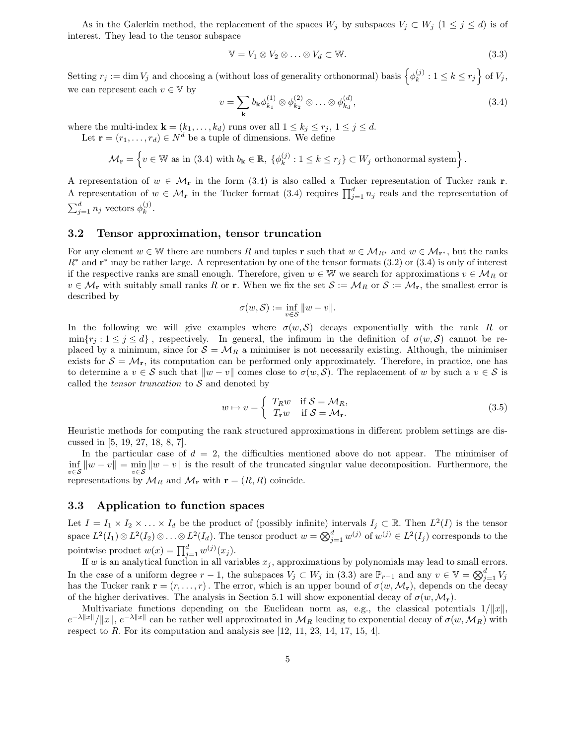As in the Galerkin method, the replacement of the spaces $W_j$ by subspaces $V_j \subset W_j$ $(1 \le j \le d)$ is of interest. They lead to the tensor subspace

$$\mathbb{V} = V_1 \otimes V_2 \otimes \ldots \otimes V_d \subset \mathbb{W}. \tag{3.3}$$

Setting $r_j := \dim V_j$ and choosing a (without loss of generality orthonormal) basis $\left\{\phi_k^{(j)} : 1 \le k \le r_j\right\}$ of $V_j$, we can represent each $v \in \mathbb{V}$ by

$$v = \sum_{\mathbf{k}} b_{\mathbf{k}} \phi_{k_1}^{(1)} \otimes \phi_{k_2}^{(2)} \otimes \ldots \otimes \phi_{k_d}^{(d)}, \tag{3.4}$$

where the multi-index $\mathbf{k} = (k_1, \ldots, k_d)$ runs over all $1 \le k_j \le r_j$, $1 \le j \le d$.

Let $\mathbf{r} = (r_1, \ldots, r_d) \in N^d$ be a tuple of dimensions. We define

$$\mathcal{M}_{\mathbf{r}} = \left\{ v \in \mathbb{W} \text{ as in (3.4) with } b_{\mathbf{k}} \in \mathbb{R},\ \{\phi_k^{(j)} : 1 \le k \le r_j\} \subset W_j \text{ orthonormal system} \right\}.$$

A representation of $w \in \mathcal{M}_{\mathbf{r}}$ in the form (3.4) is also called a Tucker representation of Tucker rank $\mathbf{r}$. A representation of $w \in \mathcal{M}_{\mathbf{r}}$ in the Tucker format (3.4) requires $\prod_{j=1}^{d} n_j$ reals and the representation of $\sum_{j=1}^{d} n_j$ vectors $\phi_k^{(j)}$.

### 3.2 Tensor approximation, tensor truncation

For any element $w \in \mathbb{W}$ there are numbers $R$ and tuples $\mathbf{r}$ such that $w \in \mathcal{M}_{R^*}$ and $w \in \mathcal{M}_{\mathbf{r}^*}$, but the ranks $R^*$ and $\mathbf{r}^*$ may be rather large. A representation by one of the tensor formats (3.2) or (3.4) is only of interest if the respective ranks are small enough. Therefore, given $w \in \mathbb{W}$ we search for approximations $v \in \mathcal{M}_R$ or $v \in \mathcal{M}_{\mathbf{r}}$ with suitably small ranks $R$ or $\mathbf{r}$. When we fix the set $\mathcal{S} := \mathcal{M}_R$ or $\mathcal{S} := \mathcal{M}_{\mathbf{r}}$, the smallest error is described by

$$\sigma(w, \mathcal{S}) := \inf_{v \in \mathcal{S}} \|w - v\|.$$

In the following we will give examples where $\sigma(w, \mathcal{S})$ decays exponentially with the rank $R$ or $\min\{r_j : 1 \le j \le d\}$ , respectively. In general, the infimum in the definition of $\sigma(w, \mathcal{S})$ cannot be replaced by a minimum, since for $\mathcal{S} = \mathcal{M}_R$ a minimiser is not necessarily existing. Although, the minimiser exists for $\mathcal{S} = \mathcal{M}_{\mathbf{r}}$, its computation can be performed only approximately. Therefore, in practice, one has to determine a $v \in \mathcal{S}$ such that $\|w - v\|$ comes close to $\sigma(w, \mathcal{S})$. The replacement of $w$ by such a $v \in \mathcal{S}$ is called the *tensor truncation* to $\mathcal{S}$ and denoted by

$$w \mapsto v = \begin{cases} T_R w & \text{if } \mathcal{S} = \mathcal{M}_R, \\ T_{\mathbf{r}} w & \text{if } \mathcal{S} = \mathcal{M}_{\mathbf{r}}. \end{cases} \tag{3.5}$$

Heuristic methods for computing the rank structured approximations in different problem settings are discussed in [5, 19, 27, 18, 8, 7].

In the particular case of $d = 2$, the difficulties mentioned above do not appear. The minimiser of $\inf_{v \in \mathcal{S}} \|w - v\| = \min_{v \in \mathcal{S}} \|w - v\|$ is the result of the truncated singular value decomposition. Furthermore, the representations by $\mathcal{M}_R$ and $\mathcal{M}_{\mathbf{r}}$ with $\mathbf{r} = (R, R)$ coincide.

### 3.3 Application to function spaces

Let $I = I_1 \times I_2 \times \ldots \times I_d$ be the product of (possibly infinite) intervals $I_j \subset \mathbb{R}$. Then $L^2(I)$ is the tensor space $L^2(I_1) \otimes L^2(I_2) \otimes \ldots \otimes L^2(I_d)$. The tensor product $w = \bigotimes_{j=1}^{d} w^{(j)}$ of $w^{(j)} \in L^2(I_j)$ corresponds to the pointwise product $w(x) = \prod_{j=1}^{d} w^{(j)}(x_j)$.

If $w$ is an analytical function in all variables $x_j$, approximations by polynomials may lead to small errors. In the case of a uniform degree $r - 1$, the subspaces $V_j \subset W_j$ in (3.3) are $\mathbb{P}_{r-1}$ and any $v \in \mathbb{V} = \bigotimes_{j=1}^{d} V_j$ has the Tucker rank $\mathbf{r} = (r, \ldots, r)$ . The error, which is an upper bound of $\sigma(w, \mathcal{M}_{\mathbf{r}})$, depends on the decay of the higher derivatives. The analysis in Section 5.1 will show exponential decay of $\sigma(w, \mathcal{M}_{\mathbf{r}})$.

Multivariate functions depending on the Euclidean norm as, e.g., the classical potentials $1/\|x\|$, $e^{-\lambda\|x\|}/\|x\|$, $e^{-\lambda\|x\|}$ can be rather well approximated in $\mathcal{M}_R$ leading to exponential decay of $\sigma(w, \mathcal{M}_R)$ with respect to $R$. For its computation and analysis see [12, 11, 23, 14, 17, 15, 4].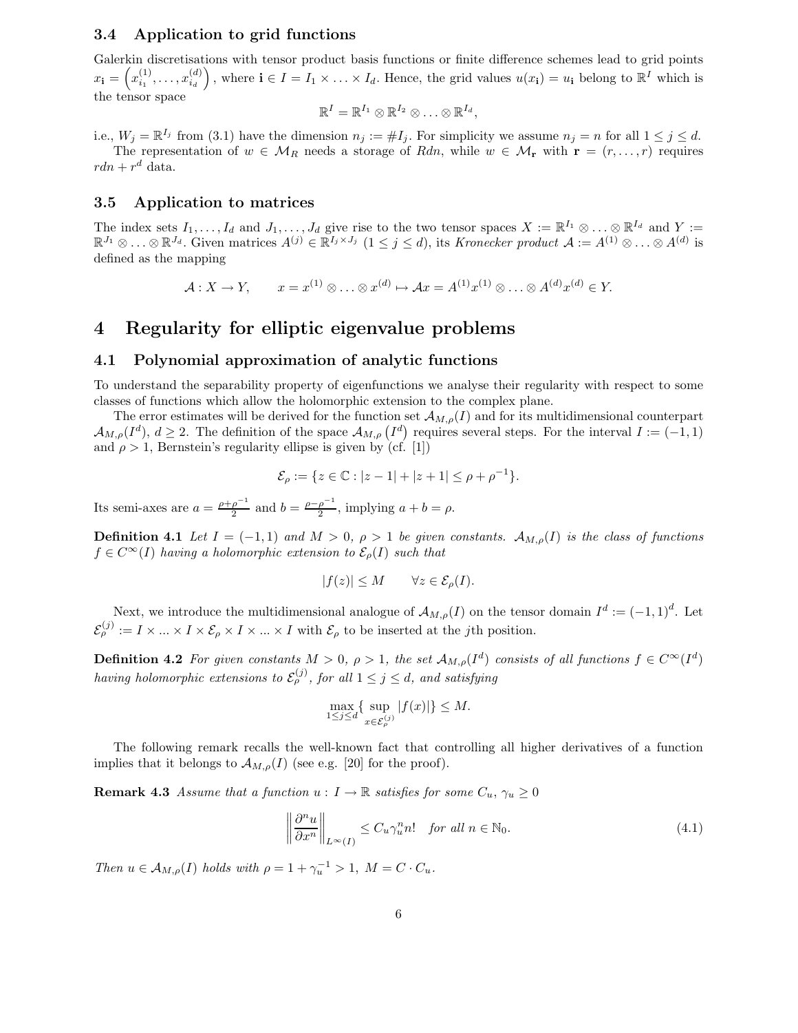### 3.4 Application to grid functions

Galerkin discretisations with tensor product basis functions or finite difference schemes lead to grid points $x_{\mathbf{i}} = \left(x^{(1)}_{i_1}, \ldots, x^{(d)}_{i_d}\right)$, where $\mathbf{i} \in I = I_1 \times \ldots \times I_d$. Hence, the grid values $u(x_{\mathbf{i}}) = u_{\mathbf{i}}$ belong to $\mathbb{R}^I$ which is the tensor space

$$\mathbb{R}^I = \mathbb{R}^{I_1} \otimes \mathbb{R}^{I_2} \otimes \ldots \otimes \mathbb{R}^{I_d},$$

i.e., $W_j = \mathbb{R}^{I_j}$ from (3.1) have the dimension $n_j := \# I_j$. For simplicity we assume $n_j = n$ for all $1 \le j \le d$.

The representation of $w \in \mathcal{M}_R$ needs a storage of $Rdn$, while $w \in \mathcal{M}_{\mathbf{r}}$ with $\mathbf{r} = (r, \ldots, r)$ requires $rdn + r^d$ data.

### 3.5 Application to matrices

The index sets $I_1, \ldots, I_d$ and $J_1, \ldots, J_d$ give rise to the two tensor spaces $X := \mathbb{R}^{I_1} \otimes \ldots \otimes \mathbb{R}^{I_d}$ and $Y := \mathbb{R}^{J_1} \otimes \ldots \otimes \mathbb{R}^{J_d}$. Given matrices $A^{(j)} \in \mathbb{R}^{I_j \times J_j}$ $(1 \le j \le d)$, its *Kronecker product* $\mathcal{A} := A^{(1)} \otimes \ldots \otimes A^{(d)}$ is defined as the mapping

$$\mathcal{A} : X \to Y, \qquad x = x^{(1)} \otimes \ldots \otimes x^{(d)} \mapsto \mathcal{A}x = A^{(1)}x^{(1)} \otimes \ldots \otimes A^{(d)}x^{(d)} \in Y.$$

## 4 Regularity for elliptic eigenvalue problems

### 4.1 Polynomial approximation of analytic functions

To understand the separability property of eigenfunctions we analyse their regularity with respect to some classes of functions which allow the holomorphic extension to the complex plane.

The error estimates will be derived for the function set $\mathcal{A}_{M,\rho}(I)$ and for its multidimensional counterpart $\mathcal{A}_{M,\rho}(I^d)$, $d \ge 2$. The definition of the space $\mathcal{A}_{M,\rho}\left(I^d\right)$ requires several steps. For the interval $I := (-1, 1)$ and $\rho > 1$, Bernstein's regularity ellipse is given by (cf. [1])

$$\mathcal{E}_\rho := \{z \in \mathbb{C} : |z - 1| + |z + 1| \le \rho + \rho^{-1}\}.$$

Its semi-axes are $a = \frac{\rho + \rho^{-1}}{2}$ and $b = \frac{\rho - \rho^{-1}}{2}$, implying $a + b = \rho$.

**Definition 4.1** *Let $I = (-1, 1)$ and $M > 0$, $\rho > 1$ be given constants. $\mathcal{A}_{M,\rho}(I)$ is the class of functions $f \in C^\infty(I)$ having a holomorphic extension to $\mathcal{E}_\rho(I)$ such that*

$$|f(z)| \le M \qquad \forall z \in \mathcal{E}_\rho(I).$$

Next, we introduce the multidimensional analogue of $\mathcal{A}_{M,\rho}(I)$ on the tensor domain $I^d := (-1, 1)^d$. Let $\mathcal{E}^{(j)}_\rho := I \times ... \times I \times \mathcal{E}_\rho \times I \times ... \times I$ with $\mathcal{E}_\rho$ to be inserted at the $j$th position.

**Definition 4.2** *For given constants $M > 0$, $\rho > 1$, the set $\mathcal{A}_{M,\rho}(I^d)$ consists of all functions $f \in C^\infty(I^d)$ having holomorphic extensions to $\mathcal{E}^{(j)}_\rho$, for all $1 \le j \le d$, and satisfying*

$$\max_{1 \le j \le d} \{ \sup_{x \in \mathcal{E}^{(j)}_\rho} |f(x)| \} \le M.$$

The following remark recalls the well-known fact that controlling all higher derivatives of a function implies that it belongs to $\mathcal{A}_{M,\rho}(I)$ (see e.g. [20] for the proof).

**Remark 4.3** *Assume that a function $u : I \to \mathbb{R}$ satisfies for some $C_u$, $\gamma_u \ge 0$*

$$\left\| \frac{\partial^n u}{\partial x^n} \right\|_{L^\infty(I)} \le C_u \gamma_u^n n! \quad \text{for all } n \in \mathbb{N}_0. \tag{4.1}$$

*Then $u \in \mathcal{A}_{M,\rho}(I)$ holds with $\rho = 1 + \gamma_u^{-1} > 1$, $M = C \cdot C_u$.*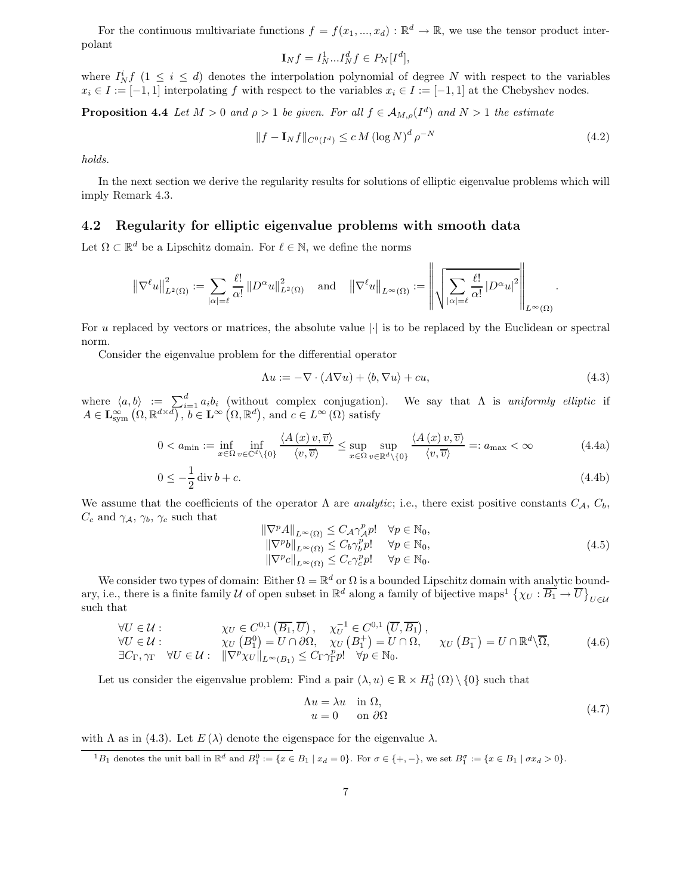For the continuous multivariate functions $f = f(x_1, ..., x_d) : \mathbb{R}^d \to \mathbb{R}$, we use the tensor product interpolant

$$\mathbf{I}_N f = I_N^1 ... I_N^d f \in P_N[I^d],$$

where $I_N^i f$ $(1 \leq i \leq d)$ denotes the interpolation polynomial of degree $N$ with respect to the variables $x_i \in I := [-1, 1]$ interpolating $f$ with respect to the variables $x_i \in I := [-1, 1]$ at the Chebyshev nodes.

**Proposition 4.4** *Let $M > 0$ and $\rho > 1$ be given. For all $f \in \mathcal{A}_{M,\rho}(I^d)$ and $N > 1$ the estimate*

$$\|f - \mathbf{I}_N f\|_{C^0(I^d)} \leq c\, M\, (\log N)^d \rho^{-N} \tag{4.2}$$

*holds.*

In the next section we derive the regularity results for solutions of elliptic eigenvalue problems which will imply Remark 4.3.

## 4.2 Regularity for elliptic eigenvalue problems with smooth data

Let $\Omega \subset \mathbb{R}^d$ be a Lipschitz domain. For $\ell \in \mathbb{N}$, we define the norms

$$\left\|\nabla^\ell u\right\|_{L^2(\Omega)}^2 := \sum_{|\alpha|=\ell} \frac{\ell!}{\alpha!} \left\|D^\alpha u\right\|_{L^2(\Omega)}^2 \quad \text{and} \quad \left\|\nabla^\ell u\right\|_{L^\infty(\Omega)} := \left\|\sqrt{\sum_{|\alpha|=\ell} \frac{\ell!}{\alpha!} \left|D^\alpha u\right|^2}\right\|_{L^\infty(\Omega)}.$$

For $u$ replaced by vectors or matrices, the absolute value $|\cdot|$ is to be replaced by the Euclidean or spectral norm.

Consider the eigenvalue problem for the differential operator

$$\Lambda u := -\nabla \cdot (A \nabla u) + \langle b, \nabla u \rangle + cu, \tag{4.3}$$

where $\langle a, b \rangle := \sum_{i=1}^d a_i b_i$ (without complex conjugation). We say that $\Lambda$ is *uniformly elliptic* if $A \in \mathbf{L}^\infty_{\mathrm{sym}}\left(\Omega, \mathbb{R}^{d\times d}\right)$, $b \in \mathbf{L}^\infty\left(\Omega, \mathbb{R}^d\right)$, and $c \in L^\infty(\Omega)$ satisfy

$$0 < a_{\min} := \inf_{x\in\Omega} \inf_{v\in\mathbb{C}^d\setminus\{0\}} \frac{\langle A(x)\, v, \overline{v}\rangle}{\langle v, \overline{v}\rangle} \leq \sup_{x\in\Omega} \sup_{v\in\mathbb{R}^d\setminus\{0\}} \frac{\langle A(x)\, v, \overline{v}\rangle}{\langle v, \overline{v}\rangle} =: a_{\max} < \infty \tag{4.4a}$$

$$0 \leq -\frac{1}{2} \operatorname{div} b + c. \tag{4.4b}$$

We assume that the coefficients of the operator $\Lambda$ are *analytic*; i.e., there exist positive constants $C_{\mathcal{A}}$, $C_b$, $C_c$ and $\gamma_{\mathcal{A}}$, $\gamma_b$, $\gamma_c$ such that

$$\begin{aligned} \|\nabla^p A\|_{L^\infty(\Omega)} &\leq C_{\mathcal{A}} \gamma_{\mathcal{A}}^p p! \quad \forall p \in \mathbb{N}_0, \\ \|\nabla^p b\|_{L^\infty(\Omega)} &\leq C_b \gamma_b^p p! \quad \forall p \in \mathbb{N}_0, \\ \|\nabla^p c\|_{L^\infty(\Omega)} &\leq C_c \gamma_c^p p! \quad \forall p \in \mathbb{N}_0. \end{aligned} \tag{4.5}$$

We consider two types of domain: Either $\Omega = \mathbb{R}^d$ or $\Omega$ is a bounded Lipschitz domain with analytic boundary, i.e., there is a finite family $\mathcal{U}$ of open subset in $\mathbb{R}^d$ along a family of bijective maps[1] $\left\{\chi_U : \overline{B_1} \to \overline{U}\right\}_{U\in\mathcal{U}}$ such that

$$\begin{array}{lll} \forall U \in \mathcal{U}: & \chi_U \in C^{0,1}\left(\overline{B_1}, \overline{U}\right), \quad \chi_U^{-1} \in C^{0,1}\left(\overline{U}, \overline{B_1}\right), & \\ \forall U \in \mathcal{U}: & \chi_U\left(B_1^0\right) = U \cap \partial\Omega, \quad \chi_U\left(B_1^+\right) = U \cap \Omega, & \chi_U\left(B_1^-\right) = U \cap \mathbb{R}^d \backslash \overline{\Omega}, \\ \exists C_\Gamma, \gamma_\Gamma \quad \forall U \in \mathcal{U}: & \|\nabla^p \chi_U\|_{L^\infty(B_1)} \leq C_\Gamma \gamma_\Gamma^p p! \quad \forall p \in \mathbb{N}_0. & \end{array} \tag{4.6}$$

Let us consider the eigenvalue problem: Find a pair $(\lambda, u) \in \mathbb{R} \times H_0^1(\Omega) \setminus \{0\}$ such that

$$\begin{aligned} \Lambda u &= \lambda u \quad \text{in } \Omega, \\ u &= 0 \quad \text{on } \partial\Omega \end{aligned} \tag{4.7}$$

with $\Lambda$ as in (4.3). Let $E(\lambda)$ denote the eigenspace for the eigenvalue $\lambda$.

---

[1] $B_1$ denotes the unit ball in $\mathbb{R}^d$ and $B_1^0 := \{x \in B_1 \mid x_d = 0\}$. For $\sigma \in \{+, -\}$, we set $B_1^\sigma := \{x \in B_1 \mid \sigma x_d > 0\}$.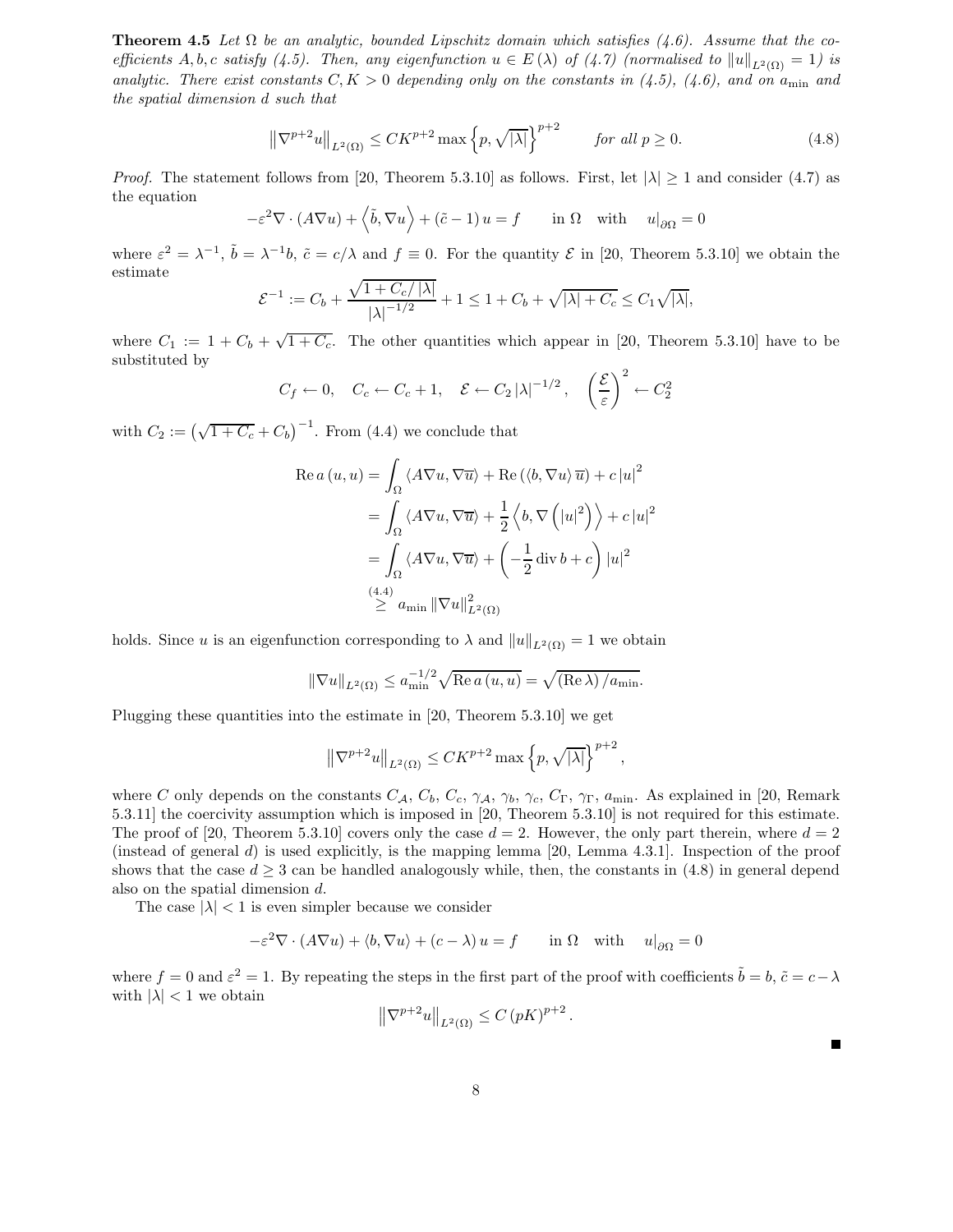**Theorem 4.5** *Let $\Omega$ be an analytic, bounded Lipschitz domain which satisfies (4.6). Assume that the coefficients $A, b, c$ satisfy (4.5). Then, any eigenfunction $u \in E(\lambda)$ of (4.7) (normalised to $\|u\|_{L^2(\Omega)} = 1$) is analytic. There exist constants $C, K > 0$ depending only on the constants in (4.5), (4.6), and on $a_{\min}$ and the spatial dimension $d$ such that*

$$\left\|\nabla^{p+2} u\right\|_{L^2(\Omega)} \leq C K^{p+2} \max\left\{p, \sqrt{|\lambda|}\right\}^{p+2} \qquad \text{for all } p \geq 0. \tag{4.8}$$

*Proof.* The statement follows from [20, Theorem 5.3.10] as follows. First, let $|\lambda| \geq 1$ and consider (4.7) as the equation

$$-\varepsilon^2 \nabla \cdot (A \nabla u) + \left\langle \tilde{b}, \nabla u \right\rangle + (\tilde{c} - 1) u = f \qquad \text{in } \Omega \quad \text{with} \quad u|_{\partial\Omega} = 0$$

where $\varepsilon^2 = \lambda^{-1}$, $\tilde{b} = \lambda^{-1} b$, $\tilde{c} = c/\lambda$ and $f \equiv 0$. For the quantity $\mathcal{E}$ in [20, Theorem 5.3.10] we obtain the estimate

$$\mathcal{E}^{-1} := C_b + \frac{\sqrt{1 + C_c/|\lambda|}}{|\lambda|^{-1/2}} + 1 \leq 1 + C_b + \sqrt{|\lambda| + C_c} \leq C_1 \sqrt{|\lambda|},$$

where $C_1 := 1 + C_b + \sqrt{1 + C_c}$. The other quantities which appear in [20, Theorem 5.3.10] have to be substituted by

$$C_f \leftarrow 0, \quad C_c \leftarrow C_c + 1, \quad \mathcal{E} \leftarrow C_2 |\lambda|^{-1/2}, \quad \left(\frac{\mathcal{E}}{\varepsilon}\right)^2 \leftarrow C_2^2$$

with $C_2 := \left(\sqrt{1 + C_c} + C_b\right)^{-1}$. From (4.4) we conclude that

$$\begin{aligned}
\operatorname{Re} a(u, u) &= \int_\Omega \langle A \nabla u, \nabla \overline{u} \rangle + \operatorname{Re}\left(\langle b, \nabla u \rangle \overline{u}\right) + c |u|^2 \\
&= \int_\Omega \langle A \nabla u, \nabla \overline{u} \rangle + \frac{1}{2} \left\langle b, \nabla\left(|u|^2\right) \right\rangle + c |u|^2 \\
&= \int_\Omega \langle A \nabla u, \nabla \overline{u} \rangle + \left(-\frac{1}{2} \operatorname{div} b + c\right) |u|^2 \\
&\overset{(4.4)}{\geq} a_{\min} \|\nabla u\|^2_{L^2(\Omega)}
\end{aligned}$$

holds. Since $u$ is an eigenfunction corresponding to $\lambda$ and $\|u\|_{L^2(\Omega)} = 1$ we obtain

$$\|\nabla u\|_{L^2(\Omega)} \leq a_{\min}^{-1/2} \sqrt{\operatorname{Re} a(u, u)} = \sqrt{(\operatorname{Re} \lambda)/a_{\min}}.$$

Plugging these quantities into the estimate in [20, Theorem 5.3.10] we get

$$\left\|\nabla^{p+2} u\right\|_{L^2(\Omega)} \leq C K^{p+2} \max\left\{p, \sqrt{|\lambda|}\right\}^{p+2},$$

where $C$ only depends on the constants $C_{\mathcal{A}}$, $C_b$, $C_c$, $\gamma_{\mathcal{A}}$, $\gamma_b$, $\gamma_c$, $C_\Gamma$, $\gamma_\Gamma$, $a_{\min}$. As explained in [20, Remark 5.3.11] the coercivity assumption which is imposed in [20, Theorem 5.3.10] is not required for this estimate. The proof of [20, Theorem 5.3.10] covers only the case $d = 2$. However, the only part therein, where $d = 2$ (instead of general $d$) is used explicitly, is the mapping lemma [20, Lemma 4.3.1]. Inspection of the proof shows that the case $d \geq 3$ can be handled analogously while, then, the constants in (4.8) in general depend also on the spatial dimension $d$.

The case $|\lambda| < 1$ is even simpler because we consider

$$-\varepsilon^2 \nabla \cdot (A \nabla u) + \langle b, \nabla u \rangle + (c - \lambda) u = f \qquad \text{in } \Omega \quad \text{with} \quad u|_{\partial\Omega} = 0$$

where $f = 0$ and $\varepsilon^2 = 1$. By repeating the steps in the first part of the proof with coefficients $\tilde{b} = b$, $\tilde{c} = c - \lambda$ with $|\lambda| < 1$ we obtain

$$\left\|\nabla^{p+2} u\right\|_{L^2(\Omega)} \leq C (pK)^{p+2}.$$

■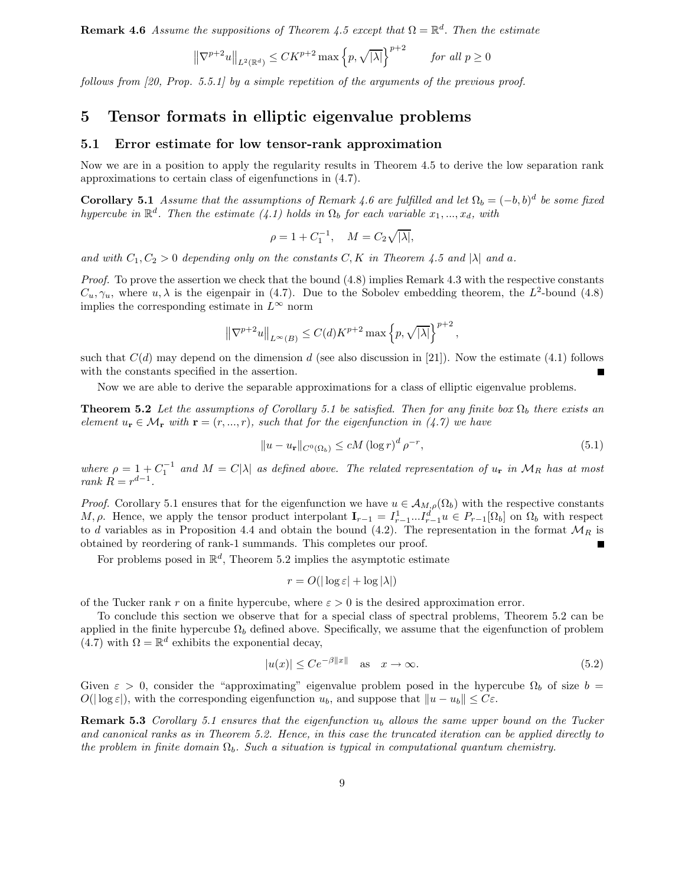**Remark 4.6** *Assume the suppositions of Theorem 4.5 except that $\Omega = \mathbb{R}^d$. Then the estimate*

$$\left\|\nabla^{p+2} u\right\|_{L^2(\mathbb{R}^d)} \leq C K^{p+2} \max\left\{p, \sqrt{|\lambda|}\right\}^{p+2} \qquad \text{for all } p \geq 0$$

*follows from [20, Prop. 5.5.1] by a simple repetition of the arguments of the previous proof.*

# 5 Tensor formats in elliptic eigenvalue problems

## 5.1 Error estimate for low tensor-rank approximation

Now we are in a position to apply the regularity results in Theorem 4.5 to derive the low separation rank approximations to certain class of eigenfunctions in (4.7).

**Corollary 5.1** *Assume that the assumptions of Remark 4.6 are fulfilled and let $\Omega_b = (-b, b)^d$ be some fixed hypercube in $\mathbb{R}^d$. Then the estimate (4.1) holds in $\Omega_b$ for each variable $x_1, ..., x_d$, with*

$$\rho = 1 + C_1^{-1}, \quad M = C_2\sqrt{|\lambda|},$$

*and with $C_1, C_2 > 0$ depending only on the constants $C, K$ in Theorem 4.5 and $|\lambda|$ and $a$.*

*Proof.* To prove the assertion we check that the bound (4.8) implies Remark 4.3 with the respective constants $C_u, \gamma_u$, where $u, \lambda$ is the eigenpair in (4.7). Due to the Sobolev embedding theorem, the $L^2$-bound (4.8) implies the corresponding estimate in $L^\infty$ norm

$$\left\|\nabla^{p+2} u\right\|_{L^\infty(B)} \leq C(d) K^{p+2} \max\left\{p, \sqrt{|\lambda|}\right\}^{p+2},$$

such that $C(d)$ may depend on the dimension $d$ (see also discussion in [21]). Now the estimate (4.1) follows with the constants specified in the assertion. ∎

Now we are able to derive the separable approximations for a class of elliptic eigenvalue problems.

**Theorem 5.2** *Let the assumptions of Corollary 5.1 be satisfied. Then for any finite box $\Omega_b$ there exists an element $u_{\mathbf{r}} \in \mathcal{M}_{\mathbf{r}}$ with $\mathbf{r} = (r, ..., r)$, such that for the eigenfunction in (4.7) we have*

$$\|u - u_{\mathbf{r}}\|_{C^0(\Omega_b)} \leq cM (\log r)^d \rho^{-r}, \tag{5.1}$$

*where $\rho = 1 + C_1^{-1}$ and $M = C|\lambda|$ as defined above. The related representation of $u_{\mathbf{r}}$ in $\mathcal{M}_R$ has at most rank $R = r^{d-1}$.*

*Proof.* Corollary 5.1 ensures that for the eigenfunction we have $u \in \mathcal{A}_{M,\rho}(\Omega_b)$ with the respective constants $M, \rho$. Hence, we apply the tensor product interpolant $\mathbf{I}_{r-1} = I^1_{r-1} ... I^d_{r-1} u \in P_{r-1}[\Omega_b]$ on $\Omega_b$ with respect to $d$ variables as in Proposition 4.4 and obtain the bound (4.2). The representation in the format $\mathcal{M}_R$ is obtained by reordering of rank-1 summands. This completes our proof. ∎

For problems posed in $\mathbb{R}^d$, Theorem 5.2 implies the asymptotic estimate

$$r = O(|\log \varepsilon| + \log |\lambda|)$$

of the Tucker rank $r$ on a finite hypercube, where $\varepsilon > 0$ is the desired approximation error.

To conclude this section we observe that for a special class of spectral problems, Theorem 5.2 can be applied in the finite hypercube $\Omega_b$ defined above. Specifically, we assume that the eigenfunction of problem (4.7) with $\Omega = \mathbb{R}^d$ exhibits the exponential decay,

$$|u(x)| \leq Ce^{-\beta\|x\|} \quad \text{as} \quad x \to \infty. \tag{5.2}$$

Given $\varepsilon > 0$, consider the "approximating" eigenvalue problem posed in the hypercube $\Omega_b$ of size $b = O(|\log \varepsilon|)$, with the corresponding eigenfunction $u_b$, and suppose that $\|u - u_b\| \leq C\varepsilon$.

**Remark 5.3** *Corollary 5.1 ensures that the eigenfunction $u_b$ allows the same upper bound on the Tucker and canonical ranks as in Theorem 5.2. Hence, in this case the truncated iteration can be applied directly to the problem in finite domain $\Omega_b$. Such a situation is typical in computational quantum chemistry.*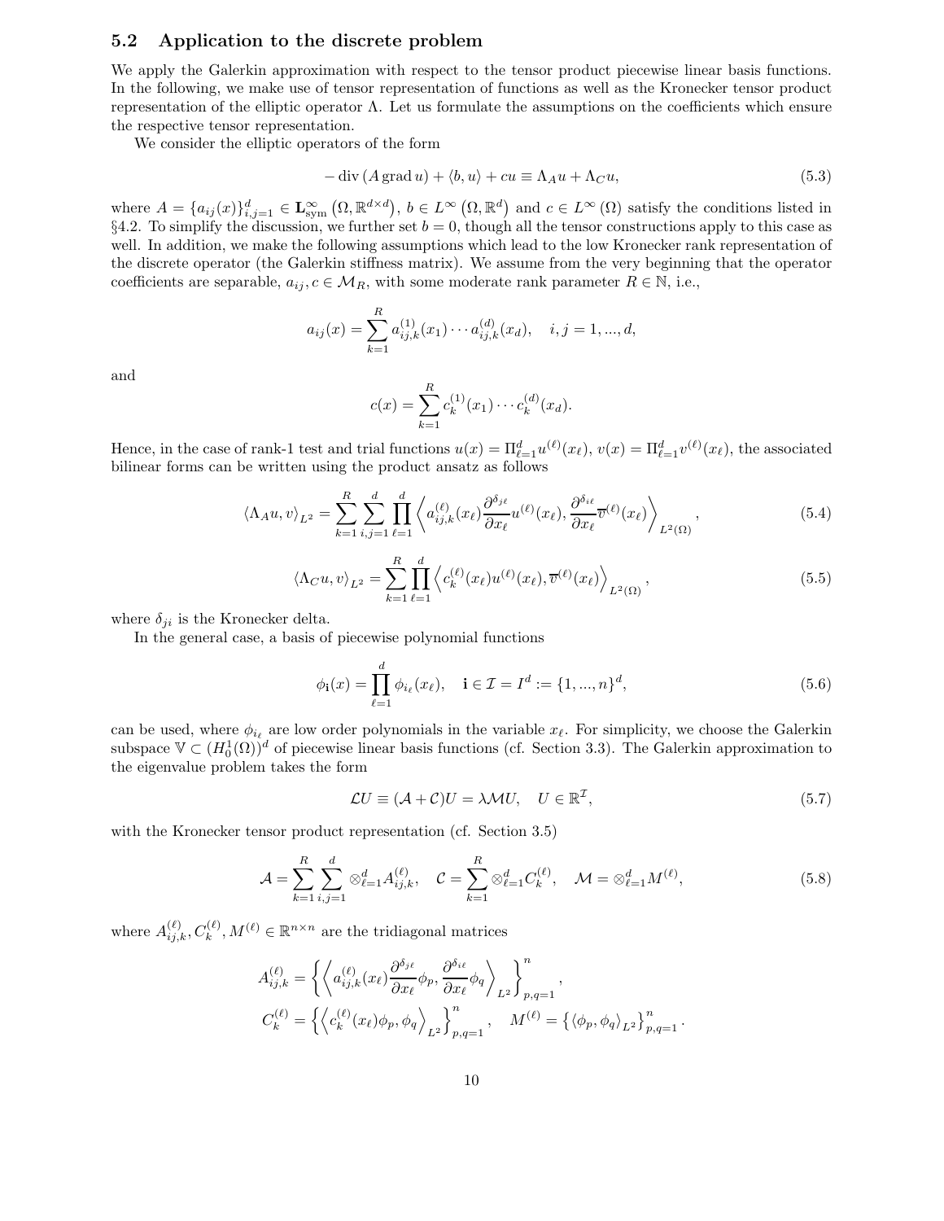### 5.2 Application to the discrete problem

We apply the Galerkin approximation with respect to the tensor product piecewise linear basis functions. In the following, we make use of tensor representation of functions as well as the Kronecker tensor product representation of the elliptic operator $\Lambda$. Let us formulate the assumptions on the coefficients which ensure the respective tensor representation.

We consider the elliptic operators of the form

$$- \operatorname{div} (A \operatorname{grad} u) + \langle b, u \rangle + cu \equiv \Lambda_A u + \Lambda_C u, \tag{5.3}$$

where $A = \{a_{ij}(x)\}_{i,j=1}^{d} \in \mathbf{L}^{\infty}_{\text{sym}} \left(\Omega, \mathbb{R}^{d\times d}\right)$, $b \in L^{\infty}\left(\Omega, \mathbb{R}^{d}\right)$ and $c \in L^{\infty}\left(\Omega\right)$ satisfy the conditions listed in §4.2. To simplify the discussion, we further set $b = 0$, though all the tensor constructions apply to this case as well. In addition, we make the following assumptions which lead to the low Kronecker rank representation of the discrete operator (the Galerkin stiffness matrix). We assume from the very beginning that the operator coefficients are separable, $a_{ij}, c \in \mathcal{M}_R$, with some moderate rank parameter $R \in \mathbb{N}$, i.e.,

$$a_{ij}(x) = \sum_{k=1}^{R} a_{ij,k}^{(1)}(x_1) \cdots a_{ij,k}^{(d)}(x_d), \quad i, j = 1, ..., d,$$

and

$$c(x) = \sum_{k=1}^{R} c_k^{(1)}(x_1) \cdots c_k^{(d)}(x_d).$$

Hence, in the case of rank-1 test and trial functions $u(x) = \Pi_{\ell=1}^{d} u^{(\ell)}(x_\ell)$, $v(x) = \Pi_{\ell=1}^{d} v^{(\ell)}(x_\ell)$, the associated bilinear forms can be written using the product ansatz as follows

$$\langle \Lambda_A u, v \rangle_{L^2} = \sum_{k=1}^{R} \sum_{i,j=1}^{d} \prod_{\ell=1}^{d} \left\langle a_{ij,k}^{(\ell)}(x_\ell) \frac{\partial^{\delta_{j\ell}}}{\partial x_\ell} u^{(\ell)}(x_\ell), \frac{\partial^{\delta_{i\ell}}}{\partial x_\ell} \overline{v}^{(\ell)}(x_\ell) \right\rangle_{L^2(\Omega)}, \tag{5.4}$$

$$\langle \Lambda_C u, v \rangle_{L^2} = \sum_{k=1}^{R} \prod_{\ell=1}^{d} \left\langle c_k^{(\ell)}(x_\ell) u^{(\ell)}(x_\ell), \overline{v}^{(\ell)}(x_\ell) \right\rangle_{L^2(\Omega)}, \tag{5.5}$$

where $\delta_{ji}$ is the Kronecker delta.

In the general case, a basis of piecewise polynomial functions

$$\phi_{\mathbf{i}}(x) = \prod_{\ell=1}^{d} \phi_{i_\ell}(x_\ell), \quad \mathbf{i} \in \mathcal{I} = I^d := \{1, ..., n\}^d, \tag{5.6}$$

can be used, where $\phi_{i_\ell}$ are low order polynomials in the variable $x_\ell$. For simplicity, we choose the Galerkin subspace $\mathbb{V} \subset (H_0^1(\Omega))^d$ of piecewise linear basis functions (cf. Section 3.3). The Galerkin approximation to the eigenvalue problem takes the form

$$\mathcal{L}U \equiv (\mathcal{A} + \mathcal{C})U = \lambda \mathcal{M} U, \quad U \in \mathbb{R}^{\mathcal{I}}, \tag{5.7}$$

with the Kronecker tensor product representation (cf. Section 3.5)

$$\mathcal{A} = \sum_{k=1}^{R} \sum_{i,j=1}^{d} \otimes_{\ell=1}^{d} A_{ij,k}^{(\ell)}, \quad \mathcal{C} = \sum_{k=1}^{R} \otimes_{\ell=1}^{d} C_k^{(\ell)}, \quad \mathcal{M} = \otimes_{\ell=1}^{d} M^{(\ell)}, \tag{5.8}$$

where $A_{ij,k}^{(\ell)}, C_k^{(\ell)}, M^{(\ell)} \in \mathbb{R}^{n \times n}$ are the tridiagonal matrices

$$A_{ij,k}^{(\ell)} = \left\{ \left\langle a_{ij,k}^{(\ell)}(x_\ell) \frac{\partial^{\delta_{j\ell}}}{\partial x_\ell} \phi_p, \frac{\partial^{\delta_{i\ell}}}{\partial x_\ell} \phi_q \right\rangle_{L^2} \right\}_{p,q=1}^{n},$$

$$C_k^{(\ell)} = \left\{ \left\langle c_k^{(\ell)}(x_\ell) \phi_p, \phi_q \right\rangle_{L^2} \right\}_{p,q=1}^{n}, \quad M^{(\ell)} = \left\{ \langle \phi_p, \phi_q \rangle_{L^2} \right\}_{p,q=1}^{n}.$$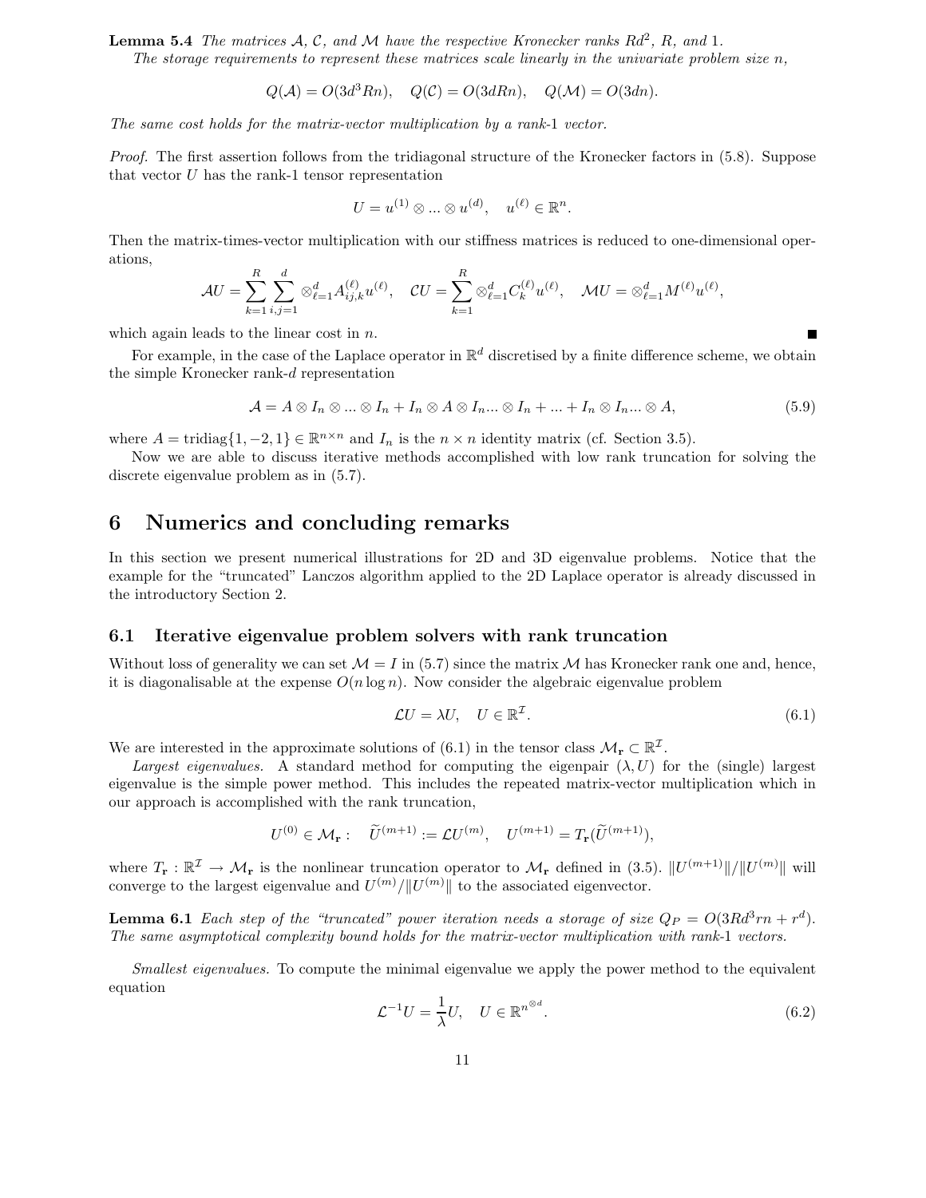**Lemma 5.4** *The matrices $\mathcal{A}$, $\mathcal{C}$, and $\mathcal{M}$ have the respective Kronecker ranks $Rd^2$, $R$, and $1$.*

*The storage requirements to represent these matrices scale linearly in the univariate problem size $n$,*

$$Q(\mathcal{A}) = O(3d^3Rn), \quad Q(\mathcal{C}) = O(3dRn), \quad Q(\mathcal{M}) = O(3dn).$$

*The same cost holds for the matrix-vector multiplication by a rank-1 vector.*

*Proof.* The first assertion follows from the tridiagonal structure of the Kronecker factors in (5.8). Suppose that vector $U$ has the rank-1 tensor representation

$$U = u^{(1)} \otimes ... \otimes u^{(d)}, \quad u^{(\ell)} \in \mathbb{R}^n.$$

Then the matrix-times-vector multiplication with our stiffness matrices is reduced to one-dimensional operations,

$$\mathcal{A}U = \sum_{k=1}^{R} \sum_{i,j=1}^{d} \otimes_{\ell=1}^{d} A_{ij,k}^{(\ell)} u^{(\ell)}, \quad \mathcal{C}U = \sum_{k=1}^{R} \otimes_{\ell=1}^{d} C_k^{(\ell)} u^{(\ell)}, \quad \mathcal{M}U = \otimes_{\ell=1}^{d} M^{(\ell)} u^{(\ell)},$$

which again leads to the linear cost in $n$. ∎

For example, in the case of the Laplace operator in $\mathbb{R}^d$ discretised by a finite difference scheme, we obtain the simple Kronecker rank-$d$ representation

$$\mathcal{A} = A \otimes I_n \otimes ... \otimes I_n + I_n \otimes A \otimes I_n ... \otimes I_n + ... + I_n \otimes I_n ... \otimes A, \tag{5.9}$$

where $A = \text{tridiag}\{1, -2, 1\} \in \mathbb{R}^{n \times n}$ and $I_n$ is the $n \times n$ identity matrix (cf. Section 3.5).

Now we are able to discuss iterative methods accomplished with low rank truncation for solving the discrete eigenvalue problem as in (5.7).

# 6 Numerics and concluding remarks

In this section we present numerical illustrations for 2D and 3D eigenvalue problems. Notice that the example for the "truncated" Lanczos algorithm applied to the 2D Laplace operator is already discussed in the introductory Section 2.

## 6.1 Iterative eigenvalue problem solvers with rank truncation

Without loss of generality we can set $\mathcal{M} = I$ in (5.7) since the matrix $\mathcal{M}$ has Kronecker rank one and, hence, it is diagonalisable at the expense $O(n \log n)$. Now consider the algebraic eigenvalue problem

$$\mathcal{L}U = \lambda U, \quad U \in \mathbb{R}^{\mathcal{I}}. \tag{6.1}$$

We are interested in the approximate solutions of (6.1) in the tensor class $\mathcal{M}_{\mathbf{r}} \subset \mathbb{R}^{\mathcal{I}}$.

*Largest eigenvalues.* A standard method for computing the eigenpair $(\lambda, U)$ for the (single) largest eigenvalue is the simple power method. This includes the repeated matrix-vector multiplication which in our approach is accomplished with the rank truncation,

$$U^{(0)} \in \mathcal{M}_{\mathbf{r}} : \quad \widetilde{U}^{(m+1)} := \mathcal{L}U^{(m)}, \quad U^{(m+1)} = T_{\mathbf{r}}(\widetilde{U}^{(m+1)}),$$

where $T_{\mathbf{r}} : \mathbb{R}^{\mathcal{I}} \to \mathcal{M}_{\mathbf{r}}$ is the nonlinear truncation operator to $\mathcal{M}_{\mathbf{r}}$ defined in (3.5). $\|U^{(m+1)}\|/\|U^{(m)}\|$ will converge to the largest eigenvalue and $U^{(m)}/\|U^{(m)}\|$ to the associated eigenvector.

**Lemma 6.1** *Each step of the "truncated" power iteration needs a storage of size $Q_P = O(3Rd^3rn + r^d)$. The same asymptotical complexity bound holds for the matrix-vector multiplication with rank-1 vectors.*

*Smallest eigenvalues.* To compute the minimal eigenvalue we apply the power method to the equivalent equation

$$\mathcal{L}^{-1}U = \frac{1}{\lambda}U, \quad U \in \mathbb{R}^{n^{\otimes d}}. \tag{6.2}$$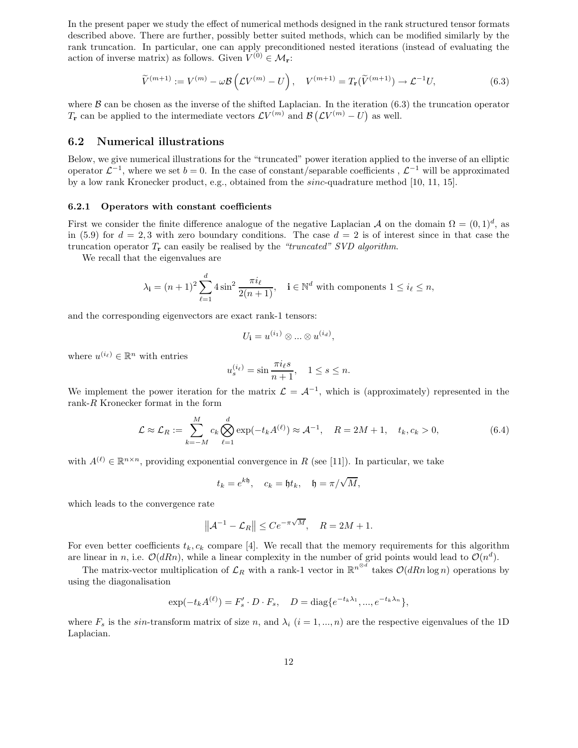In the present paper we study the effect of numerical methods designed in the rank structured tensor formats described above. There are further, possibly better suited methods, which can be modified similarly by the rank truncation. In particular, one can apply preconditioned nested iterations (instead of evaluating the action of inverse matrix) as follows. Given $V^{(0)} \in \mathcal{M}_{\mathbf{r}}$:

$$
\widetilde{V}^{(m+1)} := V^{(m)} - \omega \mathcal{B}\left(\mathcal{L}V^{(m)} - U\right), \quad V^{(m+1)} = T_{\mathbf{r}}(\widetilde{V}^{(m+1)}) \to \mathcal{L}^{-1}U, \tag{6.3}
$$

where $\mathcal{B}$ can be chosen as the inverse of the shifted Laplacian. In the iteration (6.3) the truncation operator $T_{\mathbf{r}}$ can be applied to the intermediate vectors $\mathcal{L}V^{(m)}$ and $\mathcal{B}\left(\mathcal{L}V^{(m)} - U\right)$ as well.

## 6.2 Numerical illustrations

Below, we give numerical illustrations for the "truncated" power iteration applied to the inverse of an elliptic operator $\mathcal{L}^{-1}$, where we set $b = 0$. In the case of constant/separable coefficients , $\mathcal{L}^{-1}$ will be approximated by a low rank Kronecker product, e.g., obtained from the *sinc*-quadrature method [10, 11, 15].

### 6.2.1 Operators with constant coefficients

First we consider the finite difference analogue of the negative Laplacian $\mathcal{A}$ on the domain $\Omega = (0,1)^d$, as in (5.9) for $d = 2, 3$ with zero boundary conditions. The case $d = 2$ is of interest since in that case the truncation operator $T_{\mathbf{r}}$ can easily be realised by the *"truncated" SVD algorithm*.

We recall that the eigenvalues are

$$
\lambda_{\mathbf{i}} = (n+1)^2 \sum_{\ell=1}^{d} 4 \sin^2 \frac{\pi i_\ell}{2(n+1)}, \quad \mathbf{i} \in \mathbb{N}^d \text{ with components } 1 \leq i_\ell \leq n,
$$

and the corresponding eigenvectors are exact rank-1 tensors:

$$
U_{\mathbf{i}} = u^{(i_1)} \otimes \ldots \otimes u^{(i_d)},
$$

where $u^{(i_\ell)} \in \mathbb{R}^n$ with entries

$$
u_s^{(i_\ell)} = \sin \frac{\pi i_\ell s}{n+1}, \quad 1 \leq s \leq n.
$$

We implement the power iteration for the matrix $\mathcal{L} = \mathcal{A}^{-1}$, which is (approximately) represented in the rank-$R$ Kronecker format in the form

$$
\mathcal{L} \approx \mathcal{L}_R := \sum_{k=-M}^{M} c_k \bigotimes_{\ell=1}^{d} \exp(-t_k A^{(\ell)}) \approx \mathcal{A}^{-1}, \quad R = 2M+1, \quad t_k, c_k > 0, \tag{6.4}
$$

with $A^{(\ell)} \in \mathbb{R}^{n \times n}$, providing exponential convergence in $R$ (see [11]). In particular, we take

$$
t_k = e^{k\mathfrak{h}}, \quad c_k = \mathfrak{h} t_k, \quad \mathfrak{h} = \pi/\sqrt{M},
$$

which leads to the convergence rate

$$
\left\| \mathcal{A}^{-1} - \mathcal{L}_R \right\| \leq C e^{-\pi\sqrt{M}}, \quad R = 2M+1.
$$

For even better coefficients $t_k, c_k$ compare [4]. We recall that the memory requirements for this algorithm are linear in $n$, i.e. $\mathcal{O}(dRn)$, while a linear complexity in the number of grid points would lead to $\mathcal{O}(n^d)$.

The matrix-vector multiplication of $\mathcal{L}_R$ with a rank-1 vector in $\mathbb{R}^{n^{\otimes d}}$ takes $\mathcal{O}(dRn \log n)$ operations by using the diagonalisation

$$
\exp(-t_k A^{(\ell)}) = F_s' \cdot D \cdot F_s, \quad D = \operatorname{diag}\{e^{-t_k \lambda_1}, \ldots, e^{-t_k \lambda_n}\},
$$

where $F_s$ is the *sin*-transform matrix of size $n$, and $\lambda_i$ $(i = 1, \ldots, n)$ are the respective eigenvalues of the 1D Laplacian.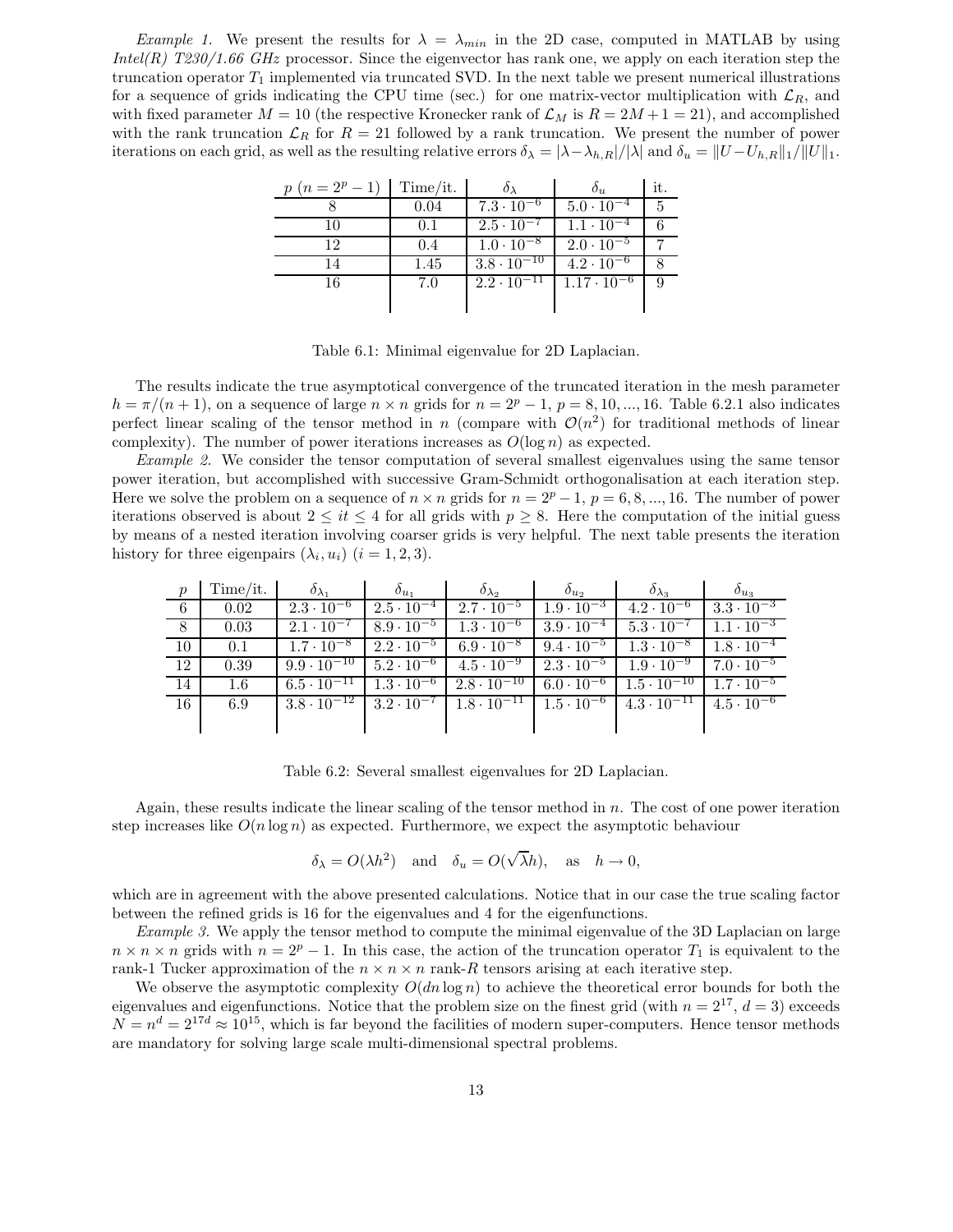*Example 1.* We present the results for $\lambda = \lambda_{min}$ in the 2D case, computed in MATLAB by using *Intel(R) T230/1.66 GHz* processor. Since the eigenvector has rank one, we apply on each iteration step the truncation operator $T_1$ implemented via truncated SVD. In the next table we present numerical illustrations for a sequence of grids indicating the CPU time (sec.) for one matrix-vector multiplication with $\mathcal{L}_R$, and with fixed parameter $M = 10$ (the respective Kronecker rank of $\mathcal{L}_M$ is $R = 2M+1 = 21$), and accomplished with the rank truncation $\mathcal{L}_R$ for $R = 21$ followed by a rank truncation. We present the number of power iterations on each grid, as well as the resulting relative errors $\delta_\lambda = |\lambda - \lambda_{h,R}|/|\lambda|$ and $\delta_u = \|U - U_{h,R}\|_1/\|U\|_1$.

| $p$ ($n = 2^p - 1$) | Time/it. | $\delta_\lambda$ | $\delta_u$ | it. |
|---|---|---|---|---|
| 8 | 0.04 | $7.3 \cdot 10^{-6}$ | $5.0 \cdot 10^{-4}$ | 5 |
| 10 | 0.1 | $2.5 \cdot 10^{-7}$ | $1.1 \cdot 10^{-4}$ | 6 |
| 12 | 0.4 | $1.0 \cdot 10^{-8}$ | $2.0 \cdot 10^{-5}$ | 7 |
| 14 | 1.45 | $3.8 \cdot 10^{-10}$ | $4.2 \cdot 10^{-6}$ | 8 |
| 16 | 7.0 | $2.2 \cdot 10^{-11}$ | $1.17 \cdot 10^{-6}$ | 9 |

Table 6.1: Minimal eigenvalue for 2D Laplacian.

The results indicate the true asymptotical convergence of the truncated iteration in the mesh parameter $h = \pi/(n+1)$, on a sequence of large $n \times n$ grids for $n = 2^p - 1$, $p = 8, 10, ..., 16$. Table 6.2.1 also indicates perfect linear scaling of the tensor method in $n$ (compare with $\mathcal{O}(n^2)$ for traditional methods of linear complexity). The number of power iterations increases as $O(\log n)$ as expected.

*Example 2.* We consider the tensor computation of several smallest eigenvalues using the same tensor power iteration, but accomplished with successive Gram-Schmidt orthogonalisation at each iteration step. Here we solve the problem on a sequence of $n \times n$ grids for $n = 2^p - 1$, $p = 6, 8, ..., 16$. The number of power iterations observed is about $2 \leq it \leq 4$ for all grids with $p \geq 8$. Here the computation of the initial guess by means of a nested iteration involving coarser grids is very helpful. The next table presents the iteration history for three eigenpairs $(\lambda_i, u_i)$ $(i = 1, 2, 3)$.

| $p$ | Time/it. | $\delta_{\lambda_1}$ | $\delta_{u_1}$ | $\delta_{\lambda_2}$ | $\delta_{u_2}$ | $\delta_{\lambda_3}$ | $\delta_{u_3}$ |
|---|---|---|---|---|---|---|---|
| 6 | 0.02 | $2.3 \cdot 10^{-6}$ | $2.5 \cdot 10^{-4}$ | $2.7 \cdot 10^{-5}$ | $1.9 \cdot 10^{-3}$ | $4.2 \cdot 10^{-6}$ | $3.3 \cdot 10^{-3}$ |
| 8 | 0.03 | $2.1 \cdot 10^{-7}$ | $8.9 \cdot 10^{-5}$ | $1.3 \cdot 10^{-6}$ | $3.9 \cdot 10^{-4}$ | $5.3 \cdot 10^{-7}$ | $1.1 \cdot 10^{-3}$ |
| 10 | 0.1 | $1.7 \cdot 10^{-8}$ | $2.2 \cdot 10^{-5}$ | $6.9 \cdot 10^{-8}$ | $9.4 \cdot 10^{-5}$ | $1.3 \cdot 10^{-8}$ | $1.8 \cdot 10^{-4}$ |
| 12 | 0.39 | $9.9 \cdot 10^{-10}$ | $5.2 \cdot 10^{-6}$ | $4.5 \cdot 10^{-9}$ | $2.3 \cdot 10^{-5}$ | $1.9 \cdot 10^{-9}$ | $7.0 \cdot 10^{-5}$ |
| 14 | 1.6 | $6.5 \cdot 10^{-11}$ | $1.3 \cdot 10^{-6}$ | $2.8 \cdot 10^{-10}$ | $6.0 \cdot 10^{-6}$ | $1.5 \cdot 10^{-10}$ | $1.7 \cdot 10^{-5}$ |
| 16 | 6.9 | $3.8 \cdot 10^{-12}$ | $3.2 \cdot 10^{-7}$ | $1.8 \cdot 10^{-11}$ | $1.5 \cdot 10^{-6}$ | $4.3 \cdot 10^{-11}$ | $4.5 \cdot 10^{-6}$ |

Table 6.2: Several smallest eigenvalues for 2D Laplacian.

Again, these results indicate the linear scaling of the tensor method in $n$. The cost of one power iteration step increases like $O(n \log n)$ as expected. Furthermore, we expect the asymptotic behaviour

$$\delta_\lambda = O(\lambda h^2) \quad \text{and} \quad \delta_u = O(\sqrt{\lambda} h), \quad \text{as} \quad h \to 0,$$

which are in agreement with the above presented calculations. Notice that in our case the true scaling factor between the refined grids is 16 for the eigenvalues and 4 for the eigenfunctions.

*Example 3.* We apply the tensor method to compute the minimal eigenvalue of the 3D Laplacian on large $n \times n \times n$ grids with $n = 2^p - 1$. In this case, the action of the truncation operator $T_1$ is equivalent to the rank-1 Tucker approximation of the $n \times n \times n$ rank-$R$ tensors arising at each iterative step.

We observe the asymptotic complexity $O(dn \log n)$ to achieve the theoretical error bounds for both the eigenvalues and eigenfunctions. Notice that the problem size on the finest grid (with $n = 2^{17}$, $d = 3$) exceeds $N = n^d = 2^{17d} \approx 10^{15}$, which is far beyond the facilities of modern super-computers. Hence tensor methods are mandatory for solving large scale multi-dimensional spectral problems.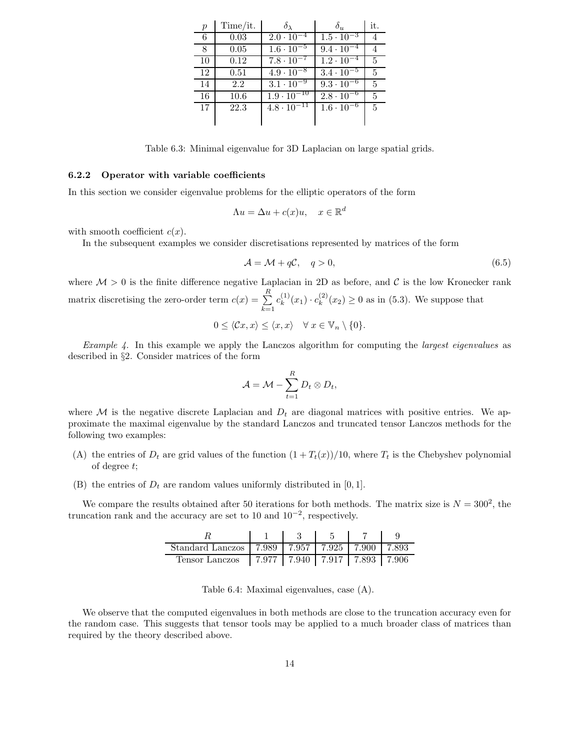| $p$ | Time/it. | $\delta_\lambda$ | $\delta_u$ | it. |
|---|---|---|---|---|
| 6 | 0.03 | $2.0 \cdot 10^{-4}$ | $1.5 \cdot 10^{-3}$ | 4 |
| 8 | 0.05 | $1.6 \cdot 10^{-5}$ | $9.4 \cdot 10^{-4}$ | 4 |
| 10 | 0.12 | $7.8 \cdot 10^{-7}$ | $1.2 \cdot 10^{-4}$ | 5 |
| 12 | 0.51 | $4.9 \cdot 10^{-8}$ | $3.4 \cdot 10^{-5}$ | 5 |
| 14 | 2.2 | $3.1 \cdot 10^{-9}$ | $9.3 \cdot 10^{-6}$ | 5 |
| 16 | 10.6 | $1.9 \cdot 10^{-10}$ | $2.8 \cdot 10^{-6}$ | 5 |
| 17 | 22.3 | $4.8 \cdot 10^{-11}$ | $1.6 \cdot 10^{-6}$ | 5 |

Table 6.3: Minimal eigenvalue for 3D Laplacian on large spatial grids.

### 6.2.2 Operator with variable coefficients

In this section we consider eigenvalue problems for the elliptic operators of the form

$$\Lambda u = \Delta u + c(x)u, \quad x \in \mathbb{R}^d$$

with smooth coefficient $c(x)$.

In the subsequent examples we consider discretisations represented by matrices of the form

$$\mathcal{A} = \mathcal{M} + q\mathcal{C}, \quad q > 0, \tag{6.5}$$

where $\mathcal{M} > 0$ is the finite difference negative Laplacian in 2D as before, and $\mathcal{C}$ is the low Kronecker rank matrix discretising the zero-order term $c(x) = \sum_{k=1}^{R} c_k^{(1)}(x_1) \cdot c_k^{(2)}(x_2) \geq 0$ as in (5.3). We suppose that

$$0 \leq \langle \mathcal{C}x, x \rangle \leq \langle x, x \rangle \quad \forall\, x \in \mathbb{V}_n \setminus \{0\}.$$

*Example 4.* In this example we apply the Lanczos algorithm for computing the *largest eigenvalues* as described in §2. Consider matrices of the form

$$\mathcal{A} = \mathcal{M} - \sum_{t=1}^{R} D_t \otimes D_t,$$

where $\mathcal{M}$ is the negative discrete Laplacian and $D_t$ are diagonal matrices with positive entries. We approximate the maximal eigenvalue by the standard Lanczos and truncated tensor Lanczos methods for the following two examples:

(A) the entries of $D_t$ are grid values of the function $(1 + T_t(x))/10$, where $T_t$ is the Chebyshev polynomial of degree $t$;

(B) the entries of $D_t$ are random values uniformly distributed in $[0, 1]$.

We compare the results obtained after 50 iterations for both methods. The matrix size is $N = 300^2$, the truncation rank and the accuracy are set to 10 and $10^{-2}$, respectively.

| $R$ | 1 | 3 | 5 | 7 | 9 |
|---|---|---|---|---|---|
| Standard Lanczos | 7.989 | 7.957 | 7.925 | 7.900 | 7.893 |
| Tensor Lanczos | 7.977 | 7.940 | 7.917 | 7.893 | 7.906 |

Table 6.4: Maximal eigenvalues, case (A).

We observe that the computed eigenvalues in both methods are close to the truncation accuracy even for the random case. This suggests that tensor tools may be applied to a much broader class of matrices than required by the theory described above.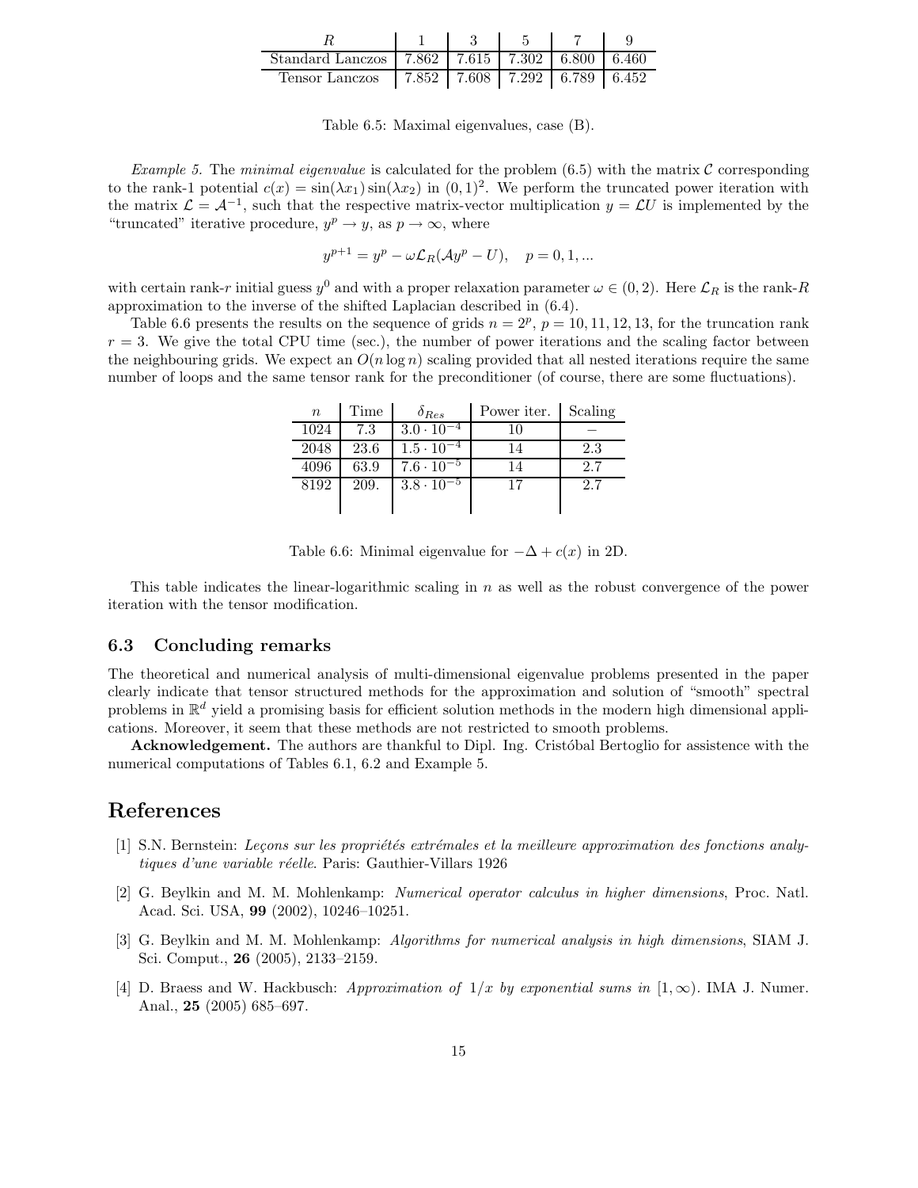| $R$ | 1 | 3 | 5 | 7 | 9 |
|---|---|---|---|---|---|
| Standard Lanczos | 7.862 | 7.615 | 7.302 | 6.800 | 6.460 |
| Tensor Lanczos | 7.852 | 7.608 | 7.292 | 6.789 | 6.452 |

Table 6.5: Maximal eigenvalues, case (B).

*Example 5.* The *minimal eigenvalue* is calculated for the problem (6.5) with the matrix $\mathcal{C}$ corresponding to the rank-1 potential $c(x) = \sin(\lambda x_1)\sin(\lambda x_2)$ in $(0,1)^2$. We perform the truncated power iteration with the matrix $\mathcal{L} = \mathcal{A}^{-1}$, such that the respective matrix-vector multiplication $y = \mathcal{L}U$ is implemented by the "truncated" iterative procedure, $y^p \to y$, as $p \to \infty$, where

$$y^{p+1} = y^p - \omega \mathcal{L}_R(\mathcal{A}y^p - U), \quad p = 0, 1, ...$$

with certain rank-$r$ initial guess $y^0$ and with a proper relaxation parameter $\omega \in (0,2)$. Here $\mathcal{L}_R$ is the rank-$R$ approximation to the inverse of the shifted Laplacian described in (6.4).

Table 6.6 presents the results on the sequence of grids $n = 2^p$, $p = 10, 11, 12, 13$, for the truncation rank $r = 3$. We give the total CPU time (sec.), the number of power iterations and the scaling factor between the neighbouring grids. We expect an $O(n \log n)$ scaling provided that all nested iterations require the same number of loops and the same tensor rank for the preconditioner (of course, there are some fluctuations).

| $n$ | Time | $\delta_{Res}$ | Power iter. | Scaling |
|---|---|---|---|---|
| 1024 | 7.3 | $3.0 \cdot 10^{-4}$ | 10 | – |
| 2048 | 23.6 | $1.5 \cdot 10^{-4}$ | 14 | 2.3 |
| 4096 | 63.9 | $7.6 \cdot 10^{-5}$ | 14 | 2.7 |
| 8192 | 209. | $3.8 \cdot 10^{-5}$ | 17 | 2.7 |

Table 6.6: Minimal eigenvalue for $-\Delta + c(x)$ in 2D.

This table indicates the linear-logarithmic scaling in $n$ as well as the robust convergence of the power iteration with the tensor modification.

### 6.3 Concluding remarks

The theoretical and numerical analysis of multi-dimensional eigenvalue problems presented in the paper clearly indicate that tensor structured methods for the approximation and solution of "smooth" spectral problems in $\mathbb{R}^d$ yield a promising basis for efficient solution methods in the modern high dimensional applications. Moreover, it seem that these methods are not restricted to smooth problems.

**Acknowledgement.** The authors are thankful to Dipl. Ing. Cristóbal Bertoglio for assistence with the numerical computations of Tables 6.1, 6.2 and Example 5.

## References

[1] S.N. Bernstein: *Leçons sur les propriétés extrémales et la meilleure approximation des fonctions analytiques d'une variable réelle*. Paris: Gauthier-Villars 1926

[2] G. Beylkin and M. M. Mohlenkamp: *Numerical operator calculus in higher dimensions*, Proc. Natl. Acad. Sci. USA, **99** (2002), 10246–10251.

[3] G. Beylkin and M. M. Mohlenkamp: *Algorithms for numerical analysis in high dimensions*, SIAM J. Sci. Comput., **26** (2005), 2133–2159.

[4] D. Braess and W. Hackbusch: *Approximation of $1/x$ by exponential sums in $[1, \infty)$*. IMA J. Numer. Anal., **25** (2005) 685–697.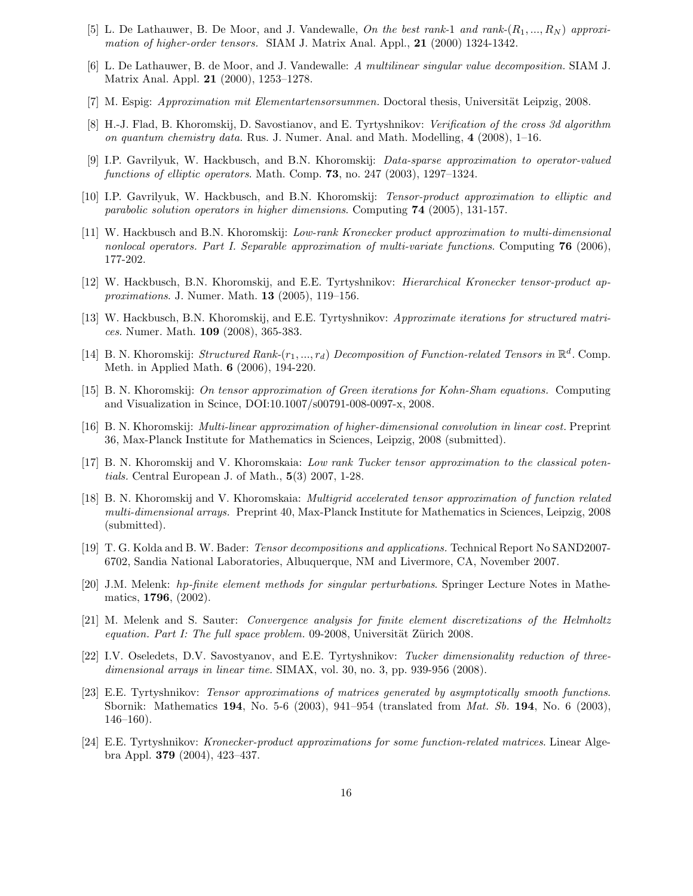[5] L. De Lathauwer, B. De Moor, and J. Vandewalle, *On the best rank-1 and rank-$(R_1, ..., R_N)$ approximation of higher-order tensors.* SIAM J. Matrix Anal. Appl., **21** (2000) 1324-1342.

[6] L. De Lathauwer, B. de Moor, and J. Vandewalle: *A multilinear singular value decomposition.* SIAM J. Matrix Anal. Appl. **21** (2000), 1253–1278.

[7] M. Espig: *Approximation mit Elementartensorsummen.* Doctoral thesis, Universität Leipzig, 2008.

[8] H.-J. Flad, B. Khoromskij, D. Savostianov, and E. Tyrtyshnikov: *Verification of the cross 3d algorithm on quantum chemistry data.* Rus. J. Numer. Anal. and Math. Modelling, **4** (2008), 1–16.

[9] I.P. Gavrilyuk, W. Hackbusch, and B.N. Khoromskij: *Data-sparse approximation to operator-valued functions of elliptic operators*. Math. Comp. **73**, no. 247 (2003), 1297–1324.

[10] I.P. Gavrilyuk, W. Hackbusch, and B.N. Khoromskij: *Tensor-product approximation to elliptic and parabolic solution operators in higher dimensions*. Computing **74** (2005), 131-157.

[11] W. Hackbusch and B.N. Khoromskij: *Low-rank Kronecker product approximation to multi-dimensional nonlocal operators. Part I. Separable approximation of multi-variate functions*. Computing **76** (2006), 177-202.

[12] W. Hackbusch, B.N. Khoromskij, and E.E. Tyrtyshnikov: *Hierarchical Kronecker tensor-product approximations*. J. Numer. Math. **13** (2005), 119–156.

[13] W. Hackbusch, B.N. Khoromskij, and E.E. Tyrtyshnikov: *Approximate iterations for structured matrices*. Numer. Math. **109** (2008), 365-383.

[14] B. N. Khoromskij: *Structured Rank-$(r_1, ..., r_d)$ Decomposition of Function-related Tensors in $\mathbb{R}^d$*. Comp. Meth. in Applied Math. **6** (2006), 194-220.

[15] B. N. Khoromskij: *On tensor approximation of Green iterations for Kohn-Sham equations.* Computing and Visualization in Scince, DOI:10.1007/s00791-008-0097-x, 2008.

[16] B. N. Khoromskij: *Multi-linear approximation of higher-dimensional convolution in linear cost.* Preprint 36, Max-Planck Institute for Mathematics in Sciences, Leipzig, 2008 (submitted).

[17] B. N. Khoromskij and V. Khoromskaia: *Low rank Tucker tensor approximation to the classical potentials.* Central European J. of Math., **5**(3) 2007, 1-28.

[18] B. N. Khoromskij and V. Khoromskaia: *Multigrid accelerated tensor approximation of function related multi-dimensional arrays.* Preprint 40, Max-Planck Institute for Mathematics in Sciences, Leipzig, 2008 (submitted).

[19] T. G. Kolda and B. W. Bader: *Tensor decompositions and applications.* Technical Report No SAND2007-6702, Sandia National Laboratories, Albuquerque, NM and Livermore, CA, November 2007.

[20] J.M. Melenk: *hp-finite element methods for singular perturbations*. Springer Lecture Notes in Mathematics, **1796**, (2002).

[21] M. Melenk and S. Sauter: *Convergence analysis for finite element discretizations of the Helmholtz equation. Part I: The full space problem.* 09-2008, Universität Zürich 2008.

[22] I.V. Oseledets, D.V. Savostyanov, and E.E. Tyrtyshnikov: *Tucker dimensionality reduction of three-dimensional arrays in linear time.* SIMAX, vol. 30, no. 3, pp. 939-956 (2008).

[23] E.E. Tyrtyshnikov: *Tensor approximations of matrices generated by asymptotically smooth functions.* Sbornik: Mathematics **194**, No. 5-6 (2003), 941–954 (translated from *Mat. Sb.* **194**, No. 6 (2003), 146–160).

[24] E.E. Tyrtyshnikov: *Kronecker-product approximations for some function-related matrices*. Linear Algebra Appl. **379** (2004), 423–437.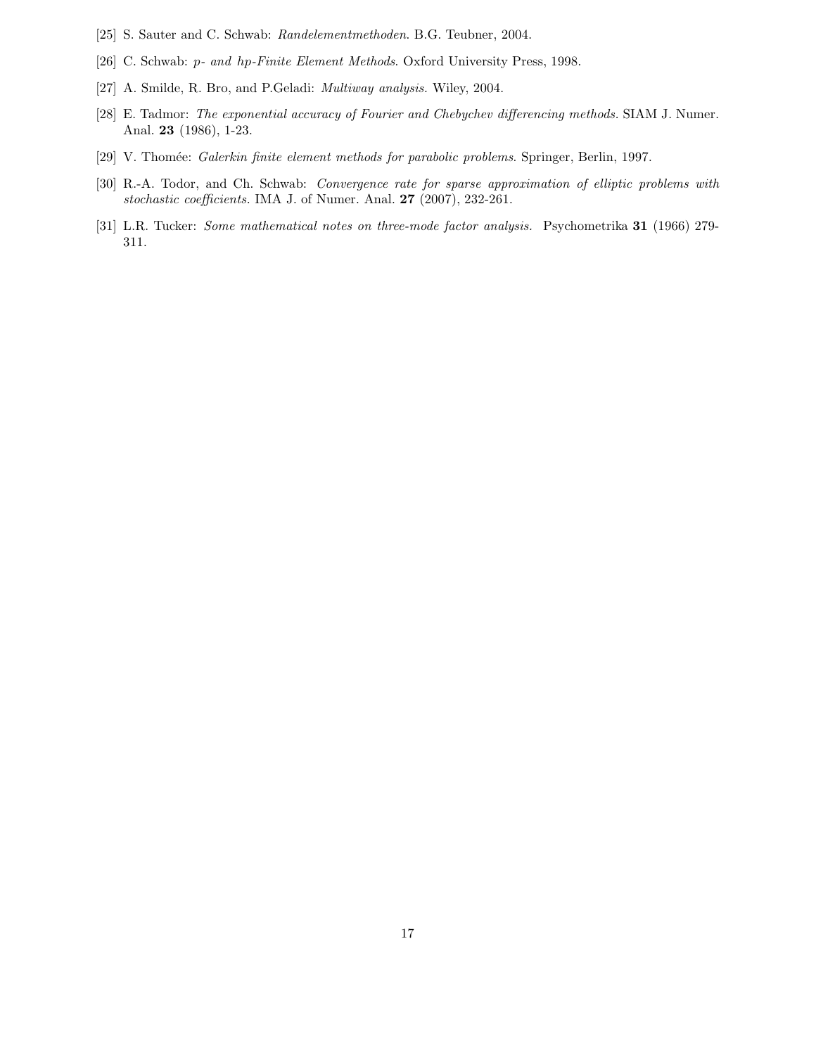[25] S. Sauter and C. Schwab: *Randelementmethoden*. B.G. Teubner, 2004.

[26] C. Schwab: *p- and hp-Finite Element Methods*. Oxford University Press, 1998.

[27] A. Smilde, R. Bro, and P.Geladi: *Multiway analysis.* Wiley, 2004.

[28] E. Tadmor: *The exponential accuracy of Fourier and Chebychev differencing methods.* SIAM J. Numer. Anal. **23** (1986), 1-23.

[29] V. Thomée: *Galerkin finite element methods for parabolic problems*. Springer, Berlin, 1997.

[30] R.-A. Todor, and Ch. Schwab: *Convergence rate for sparse approximation of elliptic problems with stochastic coefficients.* IMA J. of Numer. Anal. **27** (2007), 232-261.

[31] L.R. Tucker: *Some mathematical notes on three-mode factor analysis.* Psychometrika **31** (1966) 279-311.